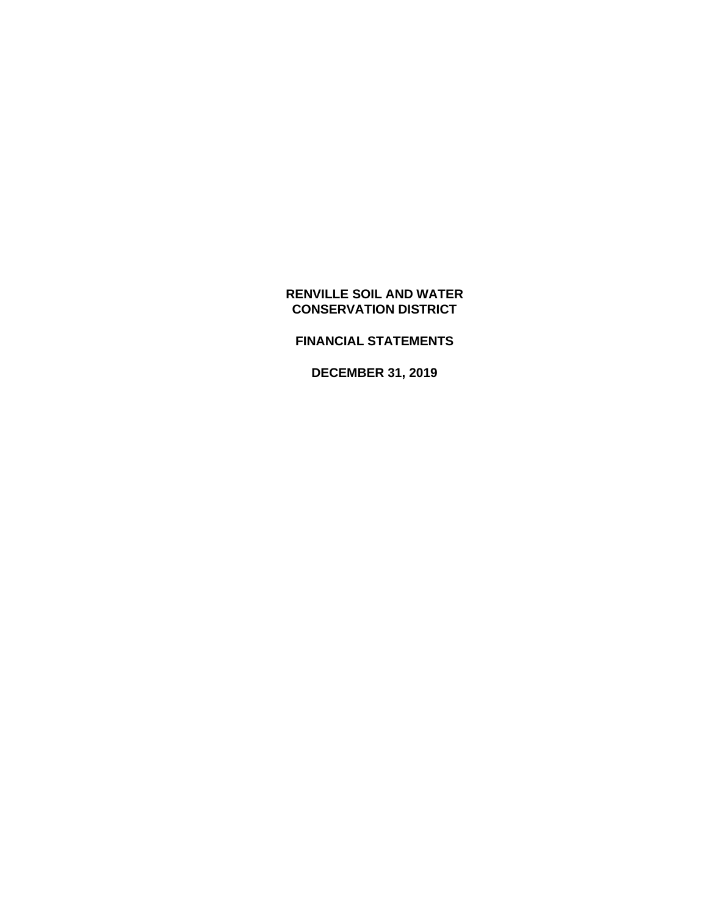# RENVILLE SOIL AND WATER CONSERVATION DISTRICT

## FINANCIAL STATEMENTS

## DECEMBER 31, 2019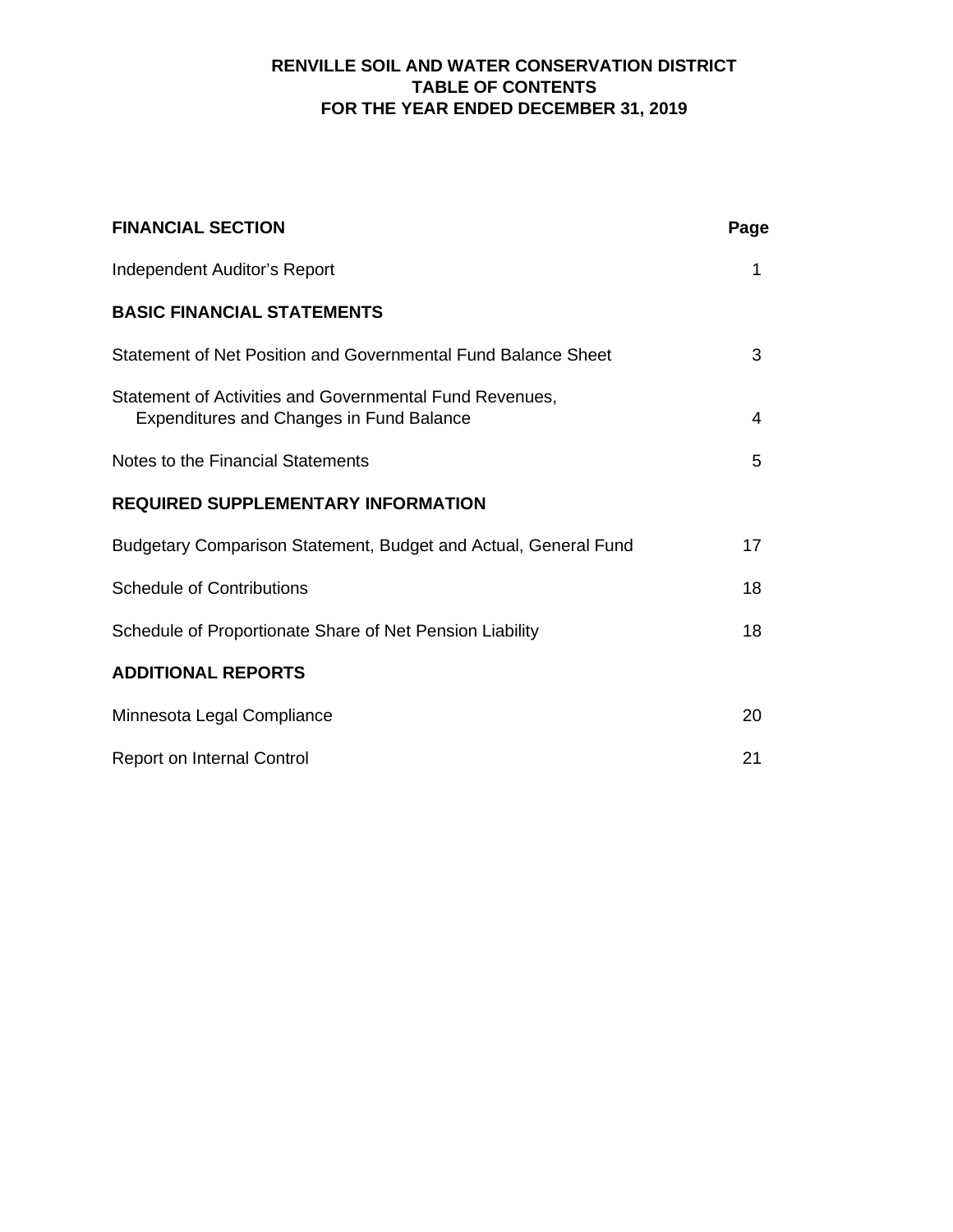# RENVILLE SOIL AND WATER CONSERVATION DISTRICT
## TABLE OF CONTENTS
## FOR THE YEAR ENDED DECEMBER 31, 2019

| **FINANCIAL SECTION** | **Page** |
|---|---|
| Independent Auditor's Report | 1 |
| **BASIC FINANCIAL STATEMENTS** | |
| Statement of Net Position and Governmental Fund Balance Sheet | 3 |
| Statement of Activities and Governmental Fund Revenues, Expenditures and Changes in Fund Balance | 4 |
| Notes to the Financial Statements | 5 |
| **REQUIRED SUPPLEMENTARY INFORMATION** | |
| Budgetary Comparison Statement, Budget and Actual, General Fund | 17 |
| Schedule of Contributions | 18 |
| Schedule of Proportionate Share of Net Pension Liability | 18 |
| **ADDITIONAL REPORTS** | |
| Minnesota Legal Compliance | 20 |
| Report on Internal Control | 21 |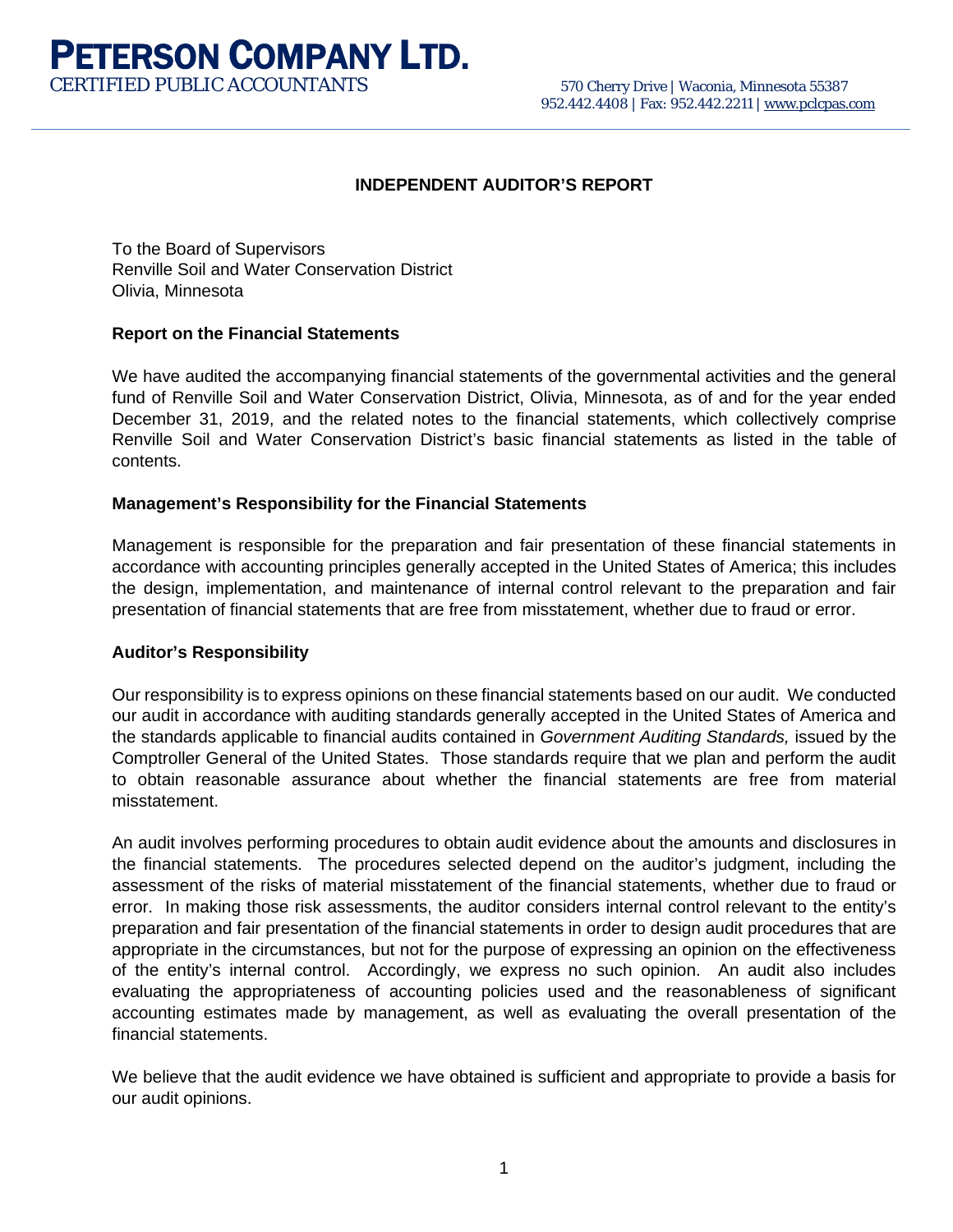# PETERSON COMPANY LTD.

CERTIFIED PUBLIC ACCOUNTANTS

570 Cherry Drive | Waconia, Minnesota 55387
952.442.4408 | Fax: 952.442.2211 | www.pclcpas.com

## INDEPENDENT AUDITOR'S REPORT

To the Board of Supervisors
Renville Soil and Water Conservation District
Olivia, Minnesota

### Report on the Financial Statements

We have audited the accompanying financial statements of the governmental activities and the general fund of Renville Soil and Water Conservation District, Olivia, Minnesota, as of and for the year ended December 31, 2019, and the related notes to the financial statements, which collectively comprise Renville Soil and Water Conservation District's basic financial statements as listed in the table of contents.

### Management's Responsibility for the Financial Statements

Management is responsible for the preparation and fair presentation of these financial statements in accordance with accounting principles generally accepted in the United States of America; this includes the design, implementation, and maintenance of internal control relevant to the preparation and fair presentation of financial statements that are free from misstatement, whether due to fraud or error.

### Auditor's Responsibility

Our responsibility is to express opinions on these financial statements based on our audit. We conducted our audit in accordance with auditing standards generally accepted in the United States of America and the standards applicable to financial audits contained in *Government Auditing Standards,* issued by the Comptroller General of the United States. Those standards require that we plan and perform the audit to obtain reasonable assurance about whether the financial statements are free from material misstatement.

An audit involves performing procedures to obtain audit evidence about the amounts and disclosures in the financial statements. The procedures selected depend on the auditor's judgment, including the assessment of the risks of material misstatement of the financial statements, whether due to fraud or error. In making those risk assessments, the auditor considers internal control relevant to the entity's preparation and fair presentation of the financial statements in order to design audit procedures that are appropriate in the circumstances, but not for the purpose of expressing an opinion on the effectiveness of the entity's internal control. Accordingly, we express no such opinion. An audit also includes evaluating the appropriateness of accounting policies used and the reasonableness of significant accounting estimates made by management, as well as evaluating the overall presentation of the financial statements.

We believe that the audit evidence we have obtained is sufficient and appropriate to provide a basis for our audit opinions.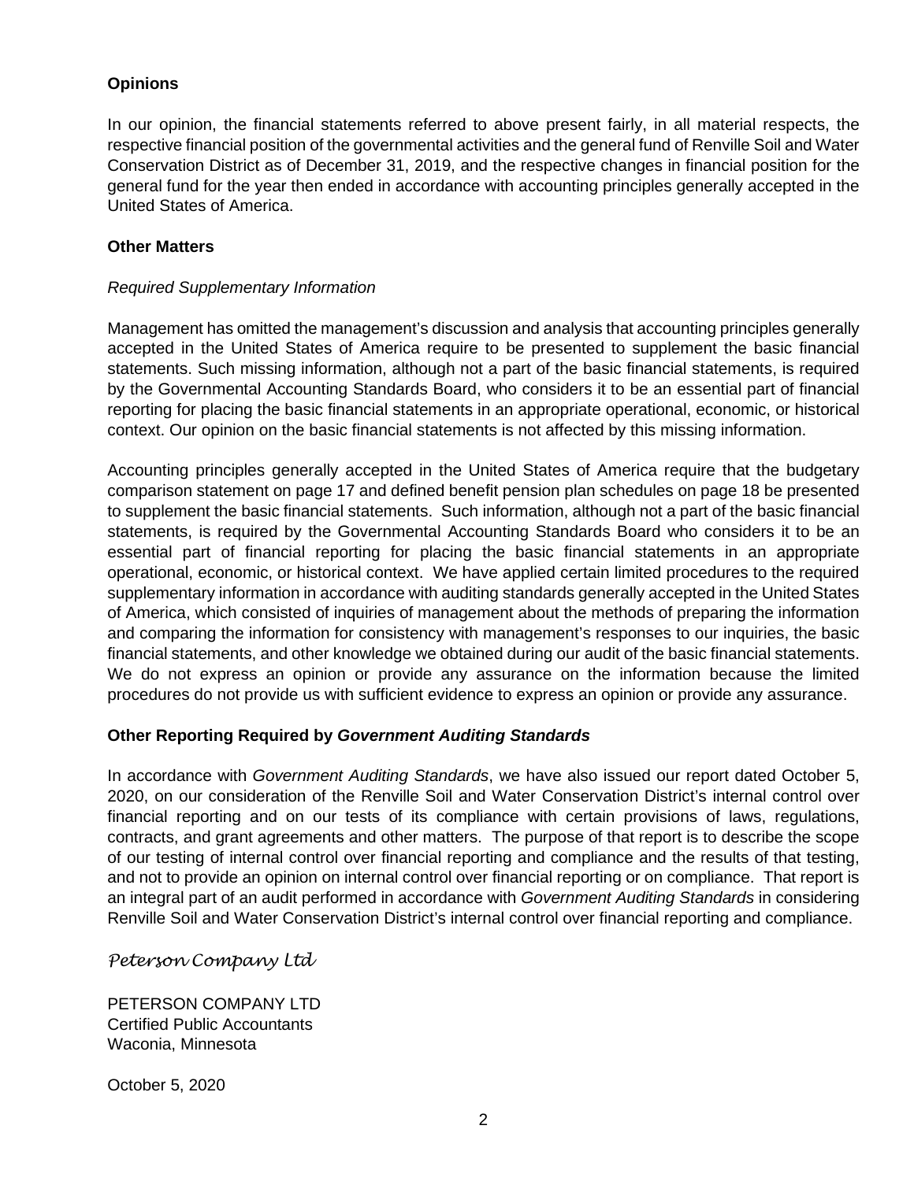**Opinions**

In our opinion, the financial statements referred to above present fairly, in all material respects, the respective financial position of the governmental activities and the general fund of Renville Soil and Water Conservation District as of December 31, 2019, and the respective changes in financial position for the general fund for the year then ended in accordance with accounting principles generally accepted in the United States of America.

**Other Matters**

*Required Supplementary Information*

Management has omitted the management's discussion and analysis that accounting principles generally accepted in the United States of America require to be presented to supplement the basic financial statements. Such missing information, although not a part of the basic financial statements, is required by the Governmental Accounting Standards Board, who considers it to be an essential part of financial reporting for placing the basic financial statements in an appropriate operational, economic, or historical context. Our opinion on the basic financial statements is not affected by this missing information.

Accounting principles generally accepted in the United States of America require that the budgetary comparison statement on page 17 and defined benefit pension plan schedules on page 18 be presented to supplement the basic financial statements. Such information, although not a part of the basic financial statements, is required by the Governmental Accounting Standards Board who considers it to be an essential part of financial reporting for placing the basic financial statements in an appropriate operational, economic, or historical context. We have applied certain limited procedures to the required supplementary information in accordance with auditing standards generally accepted in the United States of America, which consisted of inquiries of management about the methods of preparing the information and comparing the information for consistency with management's responses to our inquiries, the basic financial statements, and other knowledge we obtained during our audit of the basic financial statements. We do not express an opinion or provide any assurance on the information because the limited procedures do not provide us with sufficient evidence to express an opinion or provide any assurance.

**Other Reporting Required by *Government Auditing Standards***

In accordance with *Government Auditing Standards*, we have also issued our report dated October 5, 2020, on our consideration of the Renville Soil and Water Conservation District's internal control over financial reporting and on our tests of its compliance with certain provisions of laws, regulations, contracts, and grant agreements and other matters. The purpose of that report is to describe the scope of our testing of internal control over financial reporting and compliance and the results of that testing, and not to provide an opinion on internal control over financial reporting or on compliance. That report is an integral part of an audit performed in accordance with *Government Auditing Standards* in considering Renville Soil and Water Conservation District's internal control over financial reporting and compliance.

*Peterson Company Ltd*

PETERSON COMPANY LTD
Certified Public Accountants
Waconia, Minnesota

October 5, 2020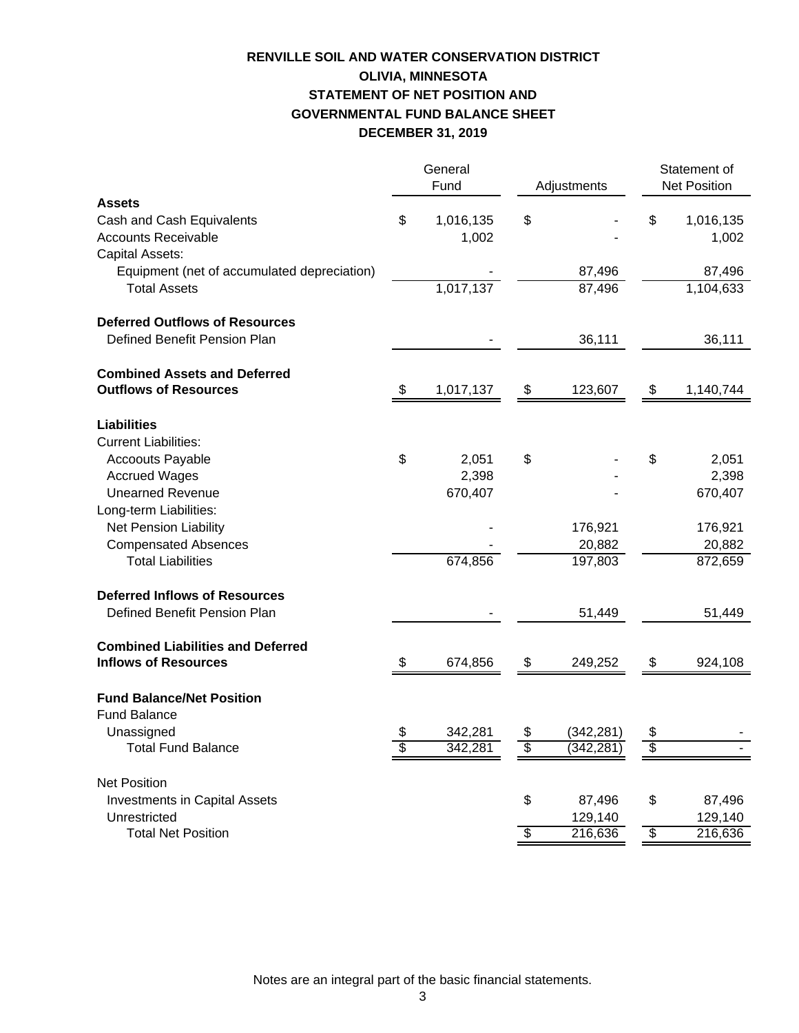# RENVILLE SOIL AND WATER CONSERVATION DISTRICT
## OLIVIA, MINNESOTA
## STATEMENT OF NET POSITION AND GOVERNMENTAL FUND BALANCE SHEET
## DECEMBER 31, 2019

| | General Fund | Adjustments | Statement of Net Position |
|---|---|---|---|
| **Assets** | | | |
| Cash and Cash Equivalents | $ 1,016,135 | $ - | $ 1,016,135 |
| Accounts Receivable | 1,002 | - | 1,002 |
| Capital Assets: | | | |
| Equipment (net of accumulated depreciation) | - | 87,496 | 87,496 |
| Total Assets | 1,017,137 | 87,496 | 1,104,633 |
| **Deferred Outflows of Resources** | | | |
| Defined Benefit Pension Plan | - | 36,111 | 36,111 |
| **Combined Assets and Deferred Outflows of Resources** | $ 1,017,137 | $ 123,607 | $ 1,140,744 |
| **Liabilities** | | | |
| Current Liabilities: | | | |
| Accoouts Payable | $ 2,051 | $ - | $ 2,051 |
| Accrued Wages | 2,398 | - | 2,398 |
| Unearned Revenue | 670,407 | - | 670,407 |
| Long-term Liabilities: | | | |
| Net Pension Liability | - | 176,921 | 176,921 |
| Compensated Absences | - | 20,882 | 20,882 |
| Total Liabilities | 674,856 | 197,803 | 872,659 |
| **Deferred Inflows of Resources** | | | |
| Defined Benefit Pension Plan | - | 51,449 | 51,449 |
| **Combined Liabilities and Deferred Inflows of Resources** | $ 674,856 | $ 249,252 | $ 924,108 |
| **Fund Balance/Net Position** | | | |
| Fund Balance | | | |
| Unassigned | $ 342,281 | $ (342,281) | $ - |
| Total Fund Balance | $ 342,281 | $ (342,281) | $ - |
| Net Position | | | |
| Investments in Capital Assets | | $ 87,496 | $ 87,496 |
| Unrestricted | | 129,140 | 129,140 |
| Total Net Position | | $ 216,636 | $ 216,636 |

Notes are an integral part of the basic financial statements.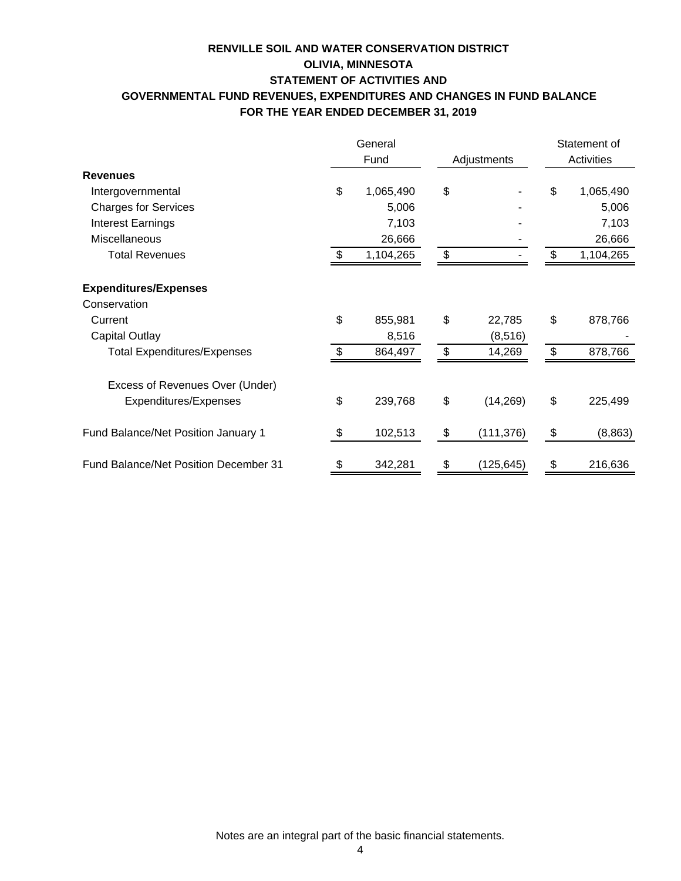# RENVILLE SOIL AND WATER CONSERVATION DISTRICT
## OLIVIA, MINNESOTA
## STATEMENT OF ACTIVITIES AND
## GOVERNMENTAL FUND REVENUES, EXPENDITURES AND CHANGES IN FUND BALANCE
## FOR THE YEAR ENDED DECEMBER 31, 2019

| | General Fund | Adjustments | Statement of Activities |
|---|---|---|---|
| **Revenues** | | | |
| Intergovernmental | $ 1,065,490 | $ - | $ 1,065,490 |
| Charges for Services | 5,006 | - | 5,006 |
| Interest Earnings | 7,103 | - | 7,103 |
| Miscellaneous | 26,666 | - | 26,666 |
| Total Revenues | $ 1,104,265 | $ - | $ 1,104,265 |
| **Expenditures/Expenses** | | | |
| Conservation | | | |
| Current | $ 855,981 | $ 22,785 | $ 878,766 |
| Capital Outlay | 8,516 | (8,516) | - |
| Total Expenditures/Expenses | $ 864,497 | $ 14,269 | $ 878,766 |
| Excess of Revenues Over (Under) Expenditures/Expenses | $ 239,768 | $ (14,269) | $ 225,499 |
| Fund Balance/Net Position January 1 | $ 102,513 | $ (111,376) | $ (8,863) |
| Fund Balance/Net Position December 31 | $ 342,281 | $ (125,645) | $ 216,636 |

Notes are an integral part of the basic financial statements.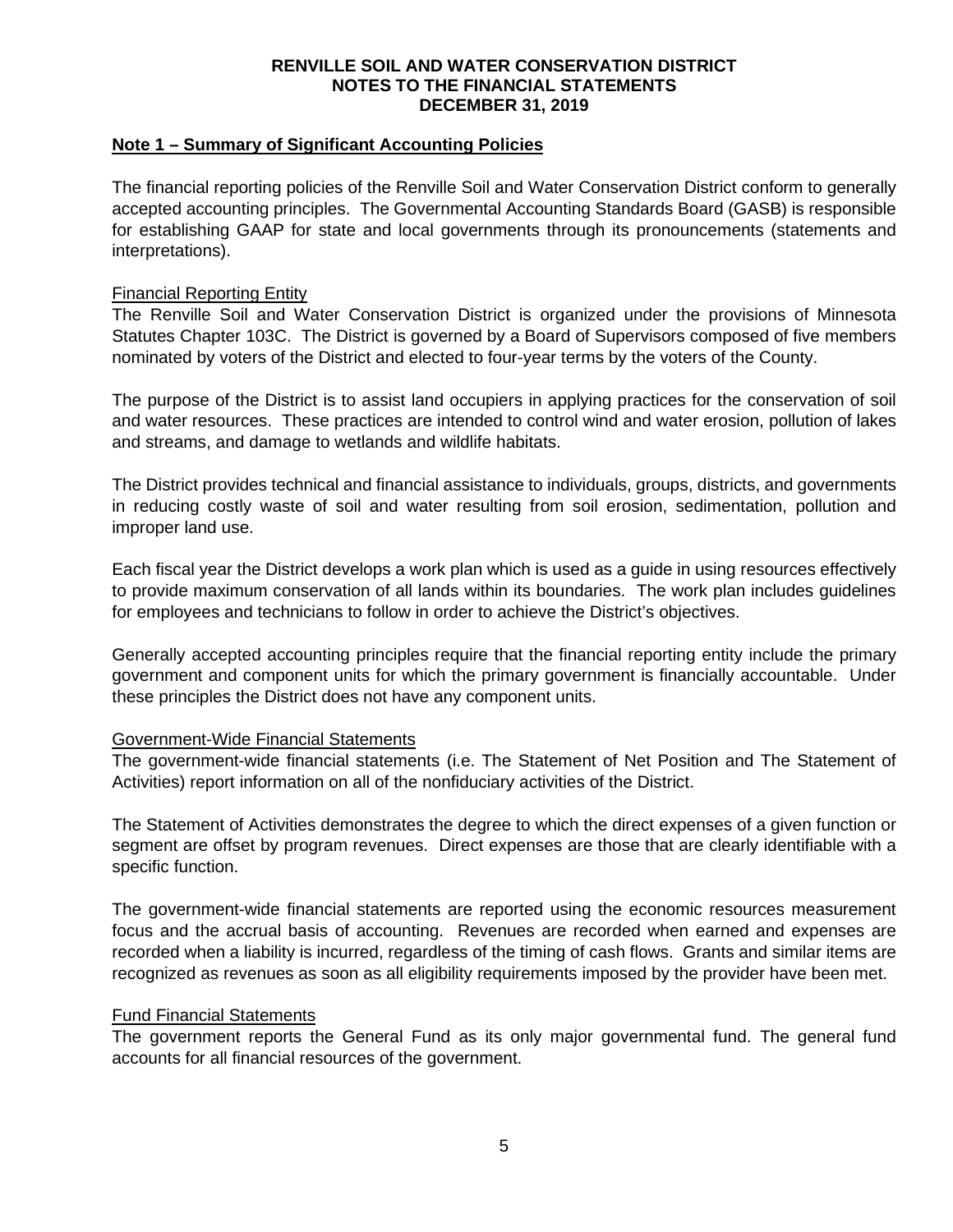**RENVILLE SOIL AND WATER CONSERVATION DISTRICT**
**NOTES TO THE FINANCIAL STATEMENTS**
**DECEMBER 31, 2019**

## Note 1 – Summary of Significant Accounting Policies

The financial reporting policies of the Renville Soil and Water Conservation District conform to generally accepted accounting principles. The Governmental Accounting Standards Board (GASB) is responsible for establishing GAAP for state and local governments through its pronouncements (statements and interpretations).

### Financial Reporting Entity

The Renville Soil and Water Conservation District is organized under the provisions of Minnesota Statutes Chapter 103C. The District is governed by a Board of Supervisors composed of five members nominated by voters of the District and elected to four-year terms by the voters of the County.

The purpose of the District is to assist land occupiers in applying practices for the conservation of soil and water resources. These practices are intended to control wind and water erosion, pollution of lakes and streams, and damage to wetlands and wildlife habitats.

The District provides technical and financial assistance to individuals, groups, districts, and governments in reducing costly waste of soil and water resulting from soil erosion, sedimentation, pollution and improper land use.

Each fiscal year the District develops a work plan which is used as a guide in using resources effectively to provide maximum conservation of all lands within its boundaries. The work plan includes guidelines for employees and technicians to follow in order to achieve the District's objectives.

Generally accepted accounting principles require that the financial reporting entity include the primary government and component units for which the primary government is financially accountable. Under these principles the District does not have any component units.

### Government-Wide Financial Statements

The government-wide financial statements (i.e. The Statement of Net Position and The Statement of Activities) report information on all of the nonfiduciary activities of the District.

The Statement of Activities demonstrates the degree to which the direct expenses of a given function or segment are offset by program revenues. Direct expenses are those that are clearly identifiable with a specific function.

The government-wide financial statements are reported using the economic resources measurement focus and the accrual basis of accounting. Revenues are recorded when earned and expenses are recorded when a liability is incurred, regardless of the timing of cash flows. Grants and similar items are recognized as revenues as soon as all eligibility requirements imposed by the provider have been met.

### Fund Financial Statements

The government reports the General Fund as its only major governmental fund. The general fund accounts for all financial resources of the government.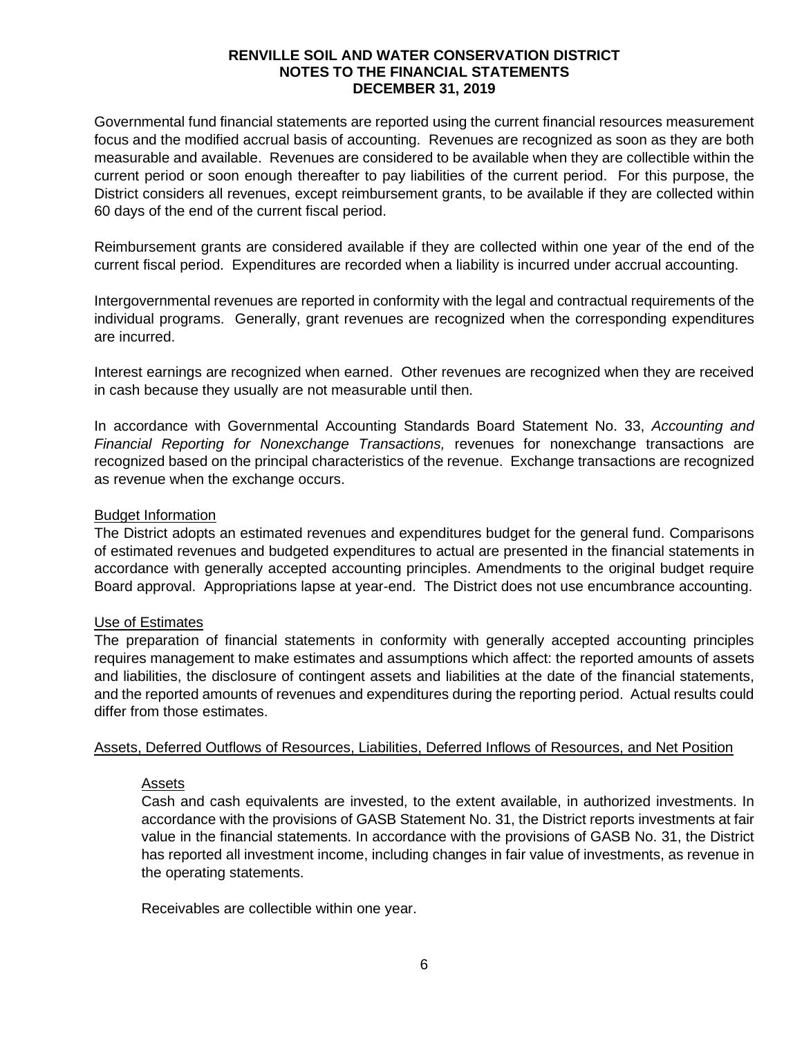Governmental fund financial statements are reported using the current financial resources measurement focus and the modified accrual basis of accounting. Revenues are recognized as soon as they are both measurable and available. Revenues are considered to be available when they are collectible within the current period or soon enough thereafter to pay liabilities of the current period. For this purpose, the District considers all revenues, except reimbursement grants, to be available if they are collected within 60 days of the end of the current fiscal period.

Reimbursement grants are considered available if they are collected within one year of the end of the current fiscal period. Expenditures are recorded when a liability is incurred under accrual accounting.

Intergovernmental revenues are reported in conformity with the legal and contractual requirements of the individual programs. Generally, grant revenues are recognized when the corresponding expenditures are incurred.

Interest earnings are recognized when earned. Other revenues are recognized when they are received in cash because they usually are not measurable until then.

In accordance with Governmental Accounting Standards Board Statement No. 33, *Accounting and Financial Reporting for Nonexchange Transactions,* revenues for nonexchange transactions are recognized based on the principal characteristics of the revenue. Exchange transactions are recognized as revenue when the exchange occurs.

<u>Budget Information</u>

The District adopts an estimated revenues and expenditures budget for the general fund. Comparisons of estimated revenues and budgeted expenditures to actual are presented in the financial statements in accordance with generally accepted accounting principles. Amendments to the original budget require Board approval. Appropriations lapse at year-end. The District does not use encumbrance accounting.

<u>Use of Estimates</u>

The preparation of financial statements in conformity with generally accepted accounting principles requires management to make estimates and assumptions which affect: the reported amounts of assets and liabilities, the disclosure of contingent assets and liabilities at the date of the financial statements, and the reported amounts of revenues and expenditures during the reporting period. Actual results could differ from those estimates.

<u>Assets, Deferred Outflows of Resources, Liabilities, Deferred Inflows of Resources, and Net Position</u>

<u>Assets</u>

Cash and cash equivalents are invested, to the extent available, in authorized investments. In accordance with the provisions of GASB Statement No. 31, the District reports investments at fair value in the financial statements. In accordance with the provisions of GASB No. 31, the District has reported all investment income, including changes in fair value of investments, as revenue in the operating statements.

Receivables are collectible within one year.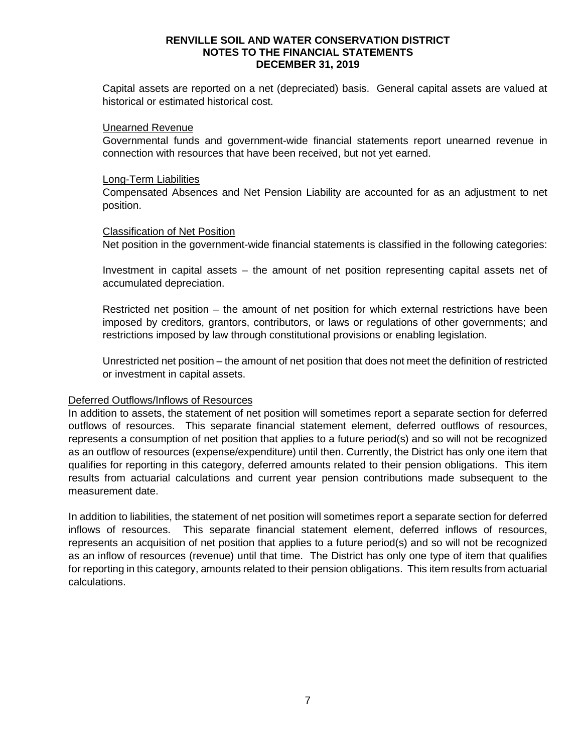Capital assets are reported on a net (depreciated) basis. General capital assets are valued at historical or estimated historical cost.

Unearned Revenue

Governmental funds and government-wide financial statements report unearned revenue in connection with resources that have been received, but not yet earned.

Long-Term Liabilities

Compensated Absences and Net Pension Liability are accounted for as an adjustment to net position.

Classification of Net Position

Net position in the government-wide financial statements is classified in the following categories:

Investment in capital assets – the amount of net position representing capital assets net of accumulated depreciation.

Restricted net position – the amount of net position for which external restrictions have been imposed by creditors, grantors, contributors, or laws or regulations of other governments; and restrictions imposed by law through constitutional provisions or enabling legislation.

Unrestricted net position – the amount of net position that does not meet the definition of restricted or investment in capital assets.

Deferred Outflows/Inflows of Resources

In addition to assets, the statement of net position will sometimes report a separate section for deferred outflows of resources. This separate financial statement element, deferred outflows of resources, represents a consumption of net position that applies to a future period(s) and so will not be recognized as an outflow of resources (expense/expenditure) until then. Currently, the District has only one item that qualifies for reporting in this category, deferred amounts related to their pension obligations. This item results from actuarial calculations and current year pension contributions made subsequent to the measurement date.

In addition to liabilities, the statement of net position will sometimes report a separate section for deferred inflows of resources. This separate financial statement element, deferred inflows of resources, represents an acquisition of net position that applies to a future period(s) and so will not be recognized as an inflow of resources (revenue) until that time. The District has only one type of item that qualifies for reporting in this category, amounts related to their pension obligations. This item results from actuarial calculations.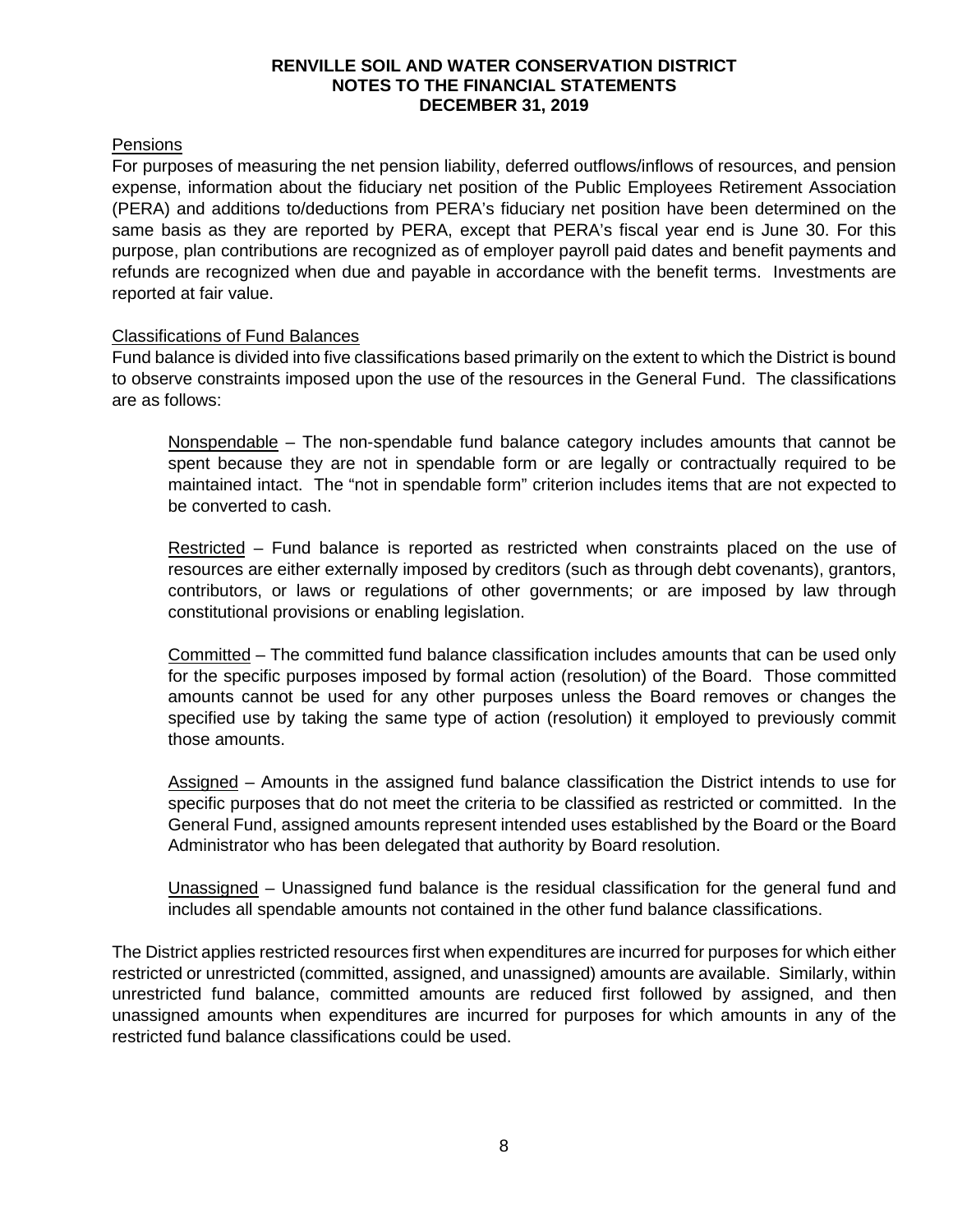#### Pensions

For purposes of measuring the net pension liability, deferred outflows/inflows of resources, and pension expense, information about the fiduciary net position of the Public Employees Retirement Association (PERA) and additions to/deductions from PERA's fiduciary net position have been determined on the same basis as they are reported by PERA, except that PERA's fiscal year end is June 30. For this purpose, plan contributions are recognized as of employer payroll paid dates and benefit payments and refunds are recognized when due and payable in accordance with the benefit terms. Investments are reported at fair value.

#### Classifications of Fund Balances

Fund balance is divided into five classifications based primarily on the extent to which the District is bound to observe constraints imposed upon the use of the resources in the General Fund. The classifications are as follows:

> Nonspendable – The non-spendable fund balance category includes amounts that cannot be spent because they are not in spendable form or are legally or contractually required to be maintained intact. The "not in spendable form" criterion includes items that are not expected to be converted to cash.
>
> Restricted – Fund balance is reported as restricted when constraints placed on the use of resources are either externally imposed by creditors (such as through debt covenants), grantors, contributors, or laws or regulations of other governments; or are imposed by law through constitutional provisions or enabling legislation.
>
> Committed – The committed fund balance classification includes amounts that can be used only for the specific purposes imposed by formal action (resolution) of the Board. Those committed amounts cannot be used for any other purposes unless the Board removes or changes the specified use by taking the same type of action (resolution) it employed to previously commit those amounts.
>
> Assigned – Amounts in the assigned fund balance classification the District intends to use for specific purposes that do not meet the criteria to be classified as restricted or committed. In the General Fund, assigned amounts represent intended uses established by the Board or the Board Administrator who has been delegated that authority by Board resolution.
>
> Unassigned – Unassigned fund balance is the residual classification for the general fund and includes all spendable amounts not contained in the other fund balance classifications.

The District applies restricted resources first when expenditures are incurred for purposes for which either restricted or unrestricted (committed, assigned, and unassigned) amounts are available. Similarly, within unrestricted fund balance, committed amounts are reduced first followed by assigned, and then unassigned amounts when expenditures are incurred for purposes for which amounts in any of the restricted fund balance classifications could be used.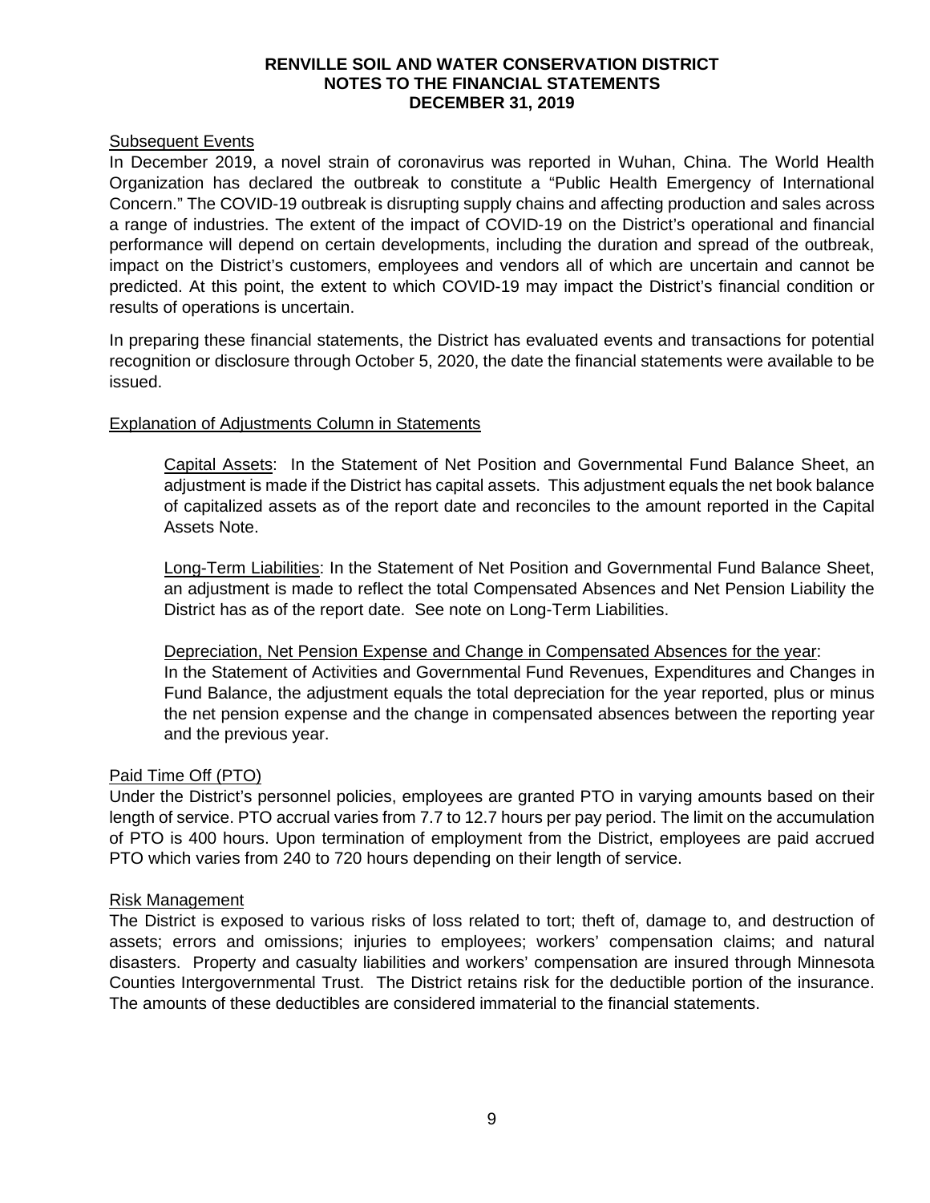### Subsequent Events

In December 2019, a novel strain of coronavirus was reported in Wuhan, China. The World Health Organization has declared the outbreak to constitute a "Public Health Emergency of International Concern." The COVID-19 outbreak is disrupting supply chains and affecting production and sales across a range of industries. The extent of the impact of COVID-19 on the District's operational and financial performance will depend on certain developments, including the duration and spread of the outbreak, impact on the District's customers, employees and vendors all of which are uncertain and cannot be predicted. At this point, the extent to which COVID-19 may impact the District's financial condition or results of operations is uncertain.

In preparing these financial statements, the District has evaluated events and transactions for potential recognition or disclosure through October 5, 2020, the date the financial statements were available to be issued.

### Explanation of Adjustments Column in Statements

Capital Assets: In the Statement of Net Position and Governmental Fund Balance Sheet, an adjustment is made if the District has capital assets. This adjustment equals the net book balance of capitalized assets as of the report date and reconciles to the amount reported in the Capital Assets Note.

Long-Term Liabilities: In the Statement of Net Position and Governmental Fund Balance Sheet, an adjustment is made to reflect the total Compensated Absences and Net Pension Liability the District has as of the report date. See note on Long-Term Liabilities.

Depreciation, Net Pension Expense and Change in Compensated Absences for the year: In the Statement of Activities and Governmental Fund Revenues, Expenditures and Changes in Fund Balance, the adjustment equals the total depreciation for the year reported, plus or minus the net pension expense and the change in compensated absences between the reporting year and the previous year.

### Paid Time Off (PTO)

Under the District's personnel policies, employees are granted PTO in varying amounts based on their length of service. PTO accrual varies from 7.7 to 12.7 hours per pay period. The limit on the accumulation of PTO is 400 hours. Upon termination of employment from the District, employees are paid accrued PTO which varies from 240 to 720 hours depending on their length of service.

### Risk Management

The District is exposed to various risks of loss related to tort; theft of, damage to, and destruction of assets; errors and omissions; injuries to employees; workers' compensation claims; and natural disasters. Property and casualty liabilities and workers' compensation are insured through Minnesota Counties Intergovernmental Trust. The District retains risk for the deductible portion of the insurance. The amounts of these deductibles are considered immaterial to the financial statements.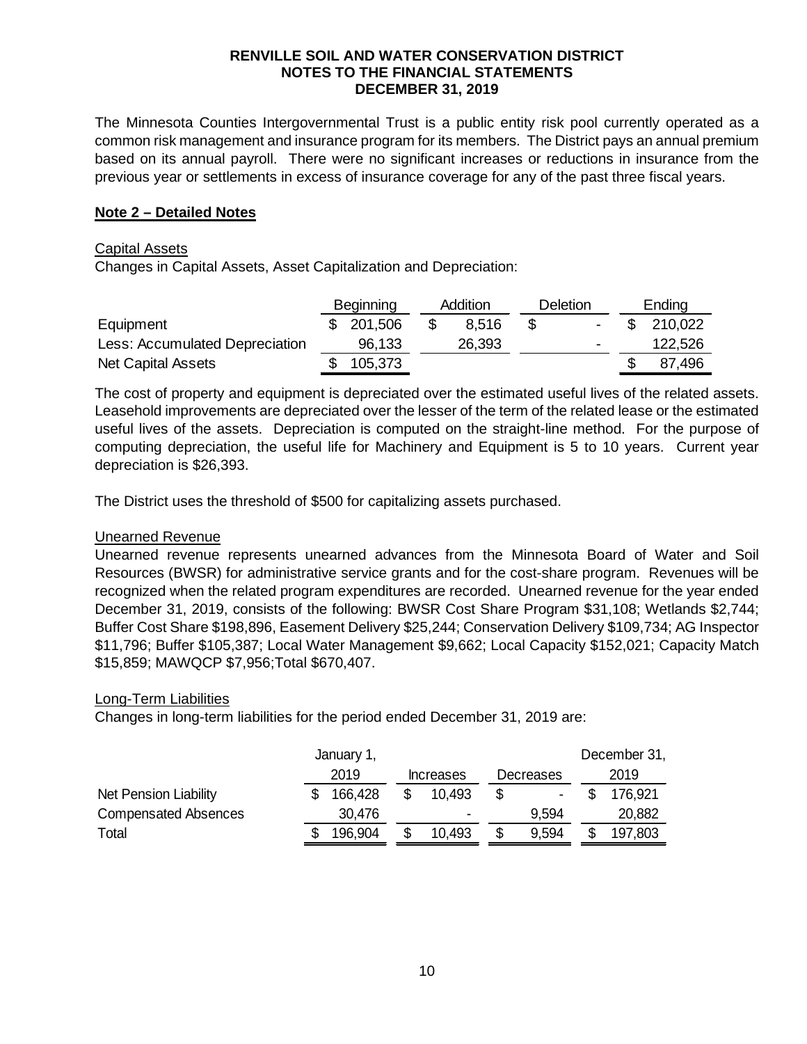The Minnesota Counties Intergovernmental Trust is a public entity risk pool currently operated as a common risk management and insurance program for its members. The District pays an annual premium based on its annual payroll. There were no significant increases or reductions in insurance from the previous year or settlements in excess of insurance coverage for any of the past three fiscal years.

## Note 2 – Detailed Notes

### Capital Assets

Changes in Capital Assets, Asset Capitalization and Depreciation:

| | Beginning | Addition | Deletion | Ending |
|---|---|---|---|---|
| Equipment | $ 201,506 | $ 8,516 | $ - | $ 210,022 |
| Less: Accumulated Depreciation | 96,133 | 26,393 | - | 122,526 |
| Net Capital Assets | $ 105,373 | | | $ 87,496 |

The cost of property and equipment is depreciated over the estimated useful lives of the related assets. Leasehold improvements are depreciated over the lesser of the term of the related lease or the estimated useful lives of the assets. Depreciation is computed on the straight-line method. For the purpose of computing depreciation, the useful life for Machinery and Equipment is 5 to 10 years. Current year depreciation is $26,393.

The District uses the threshold of $500 for capitalizing assets purchased.

### Unearned Revenue

Unearned revenue represents unearned advances from the Minnesota Board of Water and Soil Resources (BWSR) for administrative service grants and for the cost-share program. Revenues will be recognized when the related program expenditures are recorded. Unearned revenue for the year ended December 31, 2019, consists of the following: BWSR Cost Share Program $31,108; Wetlands $2,744; Buffer Cost Share $198,896, Easement Delivery $25,244; Conservation Delivery $109,734; AG Inspector $11,796; Buffer $105,387; Local Water Management $9,662; Local Capacity $152,021; Capacity Match $15,859; MAWQCP $7,956;Total $670,407.

### Long-Term Liabilities

Changes in long-term liabilities for the period ended December 31, 2019 are:

| | January 1, 2019 | Increases | Decreases | December 31, 2019 |
|---|---|---|---|---|
| Net Pension Liability | $ 166,428 | $ 10,493 | $ - | $ 176,921 |
| Compensated Absences | 30,476 | - | 9,594 | 20,882 |
| Total | $ 196,904 | $ 10,493 | $ 9,594 | $ 197,803 |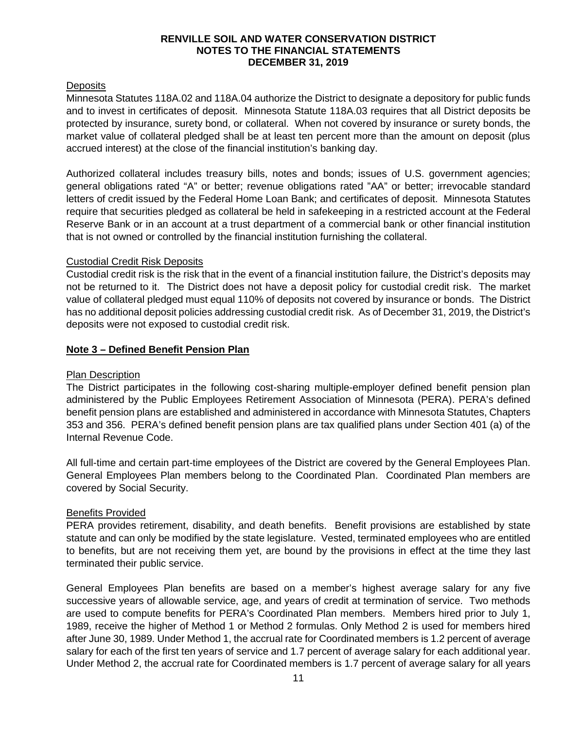Deposits

Minnesota Statutes 118A.02 and 118A.04 authorize the District to designate a depository for public funds and to invest in certificates of deposit. Minnesota Statute 118A.03 requires that all District deposits be protected by insurance, surety bond, or collateral. When not covered by insurance or surety bonds, the market value of collateral pledged shall be at least ten percent more than the amount on deposit (plus accrued interest) at the close of the financial institution's banking day.

Authorized collateral includes treasury bills, notes and bonds; issues of U.S. government agencies; general obligations rated "A" or better; revenue obligations rated "AA" or better; irrevocable standard letters of credit issued by the Federal Home Loan Bank; and certificates of deposit. Minnesota Statutes require that securities pledged as collateral be held in safekeeping in a restricted account at the Federal Reserve Bank or in an account at a trust department of a commercial bank or other financial institution that is not owned or controlled by the financial institution furnishing the collateral.

Custodial Credit Risk Deposits

Custodial credit risk is the risk that in the event of a financial institution failure, the District's deposits may not be returned to it. The District does not have a deposit policy for custodial credit risk. The market value of collateral pledged must equal 110% of deposits not covered by insurance or bonds. The District has no additional deposit policies addressing custodial credit risk. As of December 31, 2019, the District's deposits were not exposed to custodial credit risk.

## Note 3 – Defined Benefit Pension Plan

Plan Description

The District participates in the following cost-sharing multiple-employer defined benefit pension plan administered by the Public Employees Retirement Association of Minnesota (PERA). PERA's defined benefit pension plans are established and administered in accordance with Minnesota Statutes, Chapters 353 and 356. PERA's defined benefit pension plans are tax qualified plans under Section 401 (a) of the Internal Revenue Code.

All full-time and certain part-time employees of the District are covered by the General Employees Plan. General Employees Plan members belong to the Coordinated Plan. Coordinated Plan members are covered by Social Security.

Benefits Provided

PERA provides retirement, disability, and death benefits. Benefit provisions are established by state statute and can only be modified by the state legislature. Vested, terminated employees who are entitled to benefits, but are not receiving them yet, are bound by the provisions in effect at the time they last terminated their public service.

General Employees Plan benefits are based on a member's highest average salary for any five successive years of allowable service, age, and years of credit at termination of service. Two methods are used to compute benefits for PERA's Coordinated Plan members. Members hired prior to July 1, 1989, receive the higher of Method 1 or Method 2 formulas. Only Method 2 is used for members hired after June 30, 1989. Under Method 1, the accrual rate for Coordinated members is 1.2 percent of average salary for each of the first ten years of service and 1.7 percent of average salary for each additional year. Under Method 2, the accrual rate for Coordinated members is 1.7 percent of average salary for all years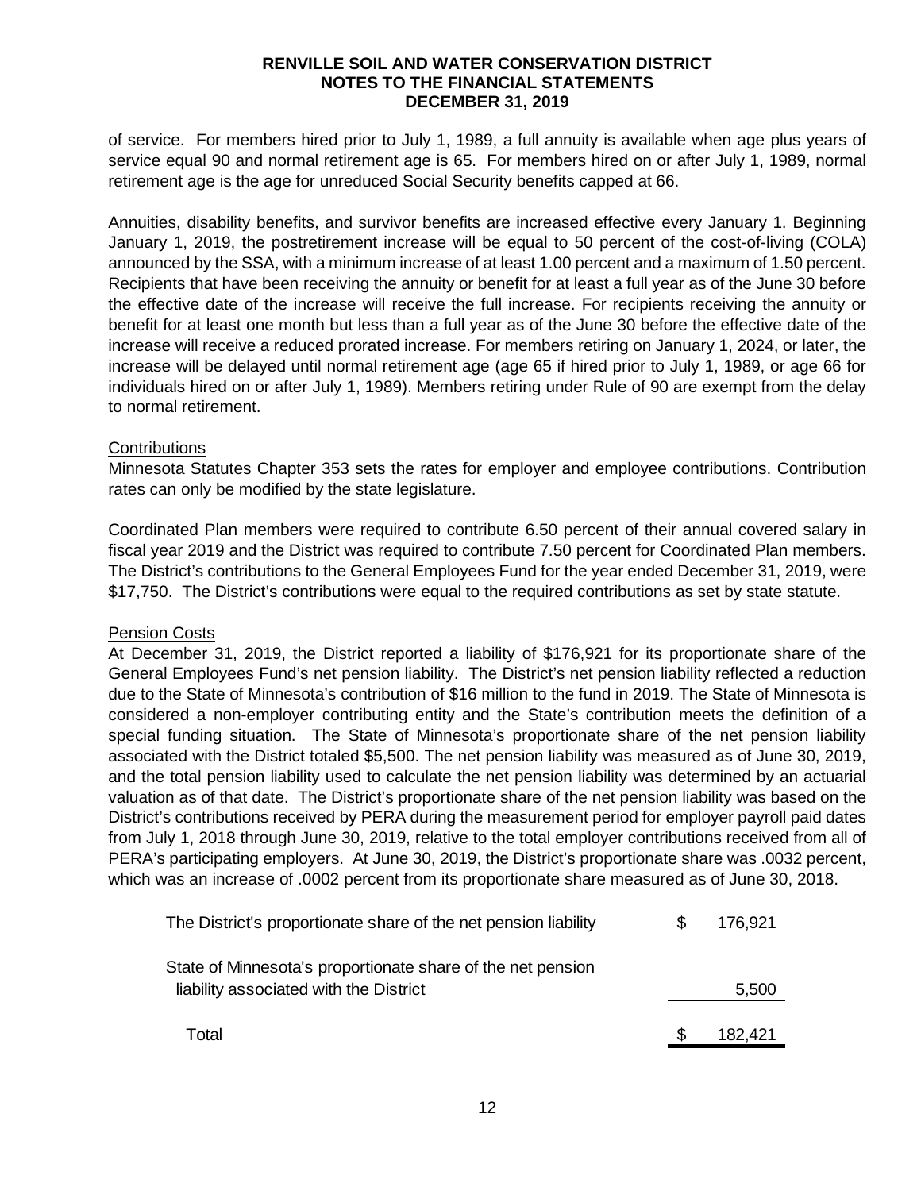of service. For members hired prior to July 1, 1989, a full annuity is available when age plus years of service equal 90 and normal retirement age is 65. For members hired on or after July 1, 1989, normal retirement age is the age for unreduced Social Security benefits capped at 66.

Annuities, disability benefits, and survivor benefits are increased effective every January 1. Beginning January 1, 2019, the postretirement increase will be equal to 50 percent of the cost-of-living (COLA) announced by the SSA, with a minimum increase of at least 1.00 percent and a maximum of 1.50 percent. Recipients that have been receiving the annuity or benefit for at least a full year as of the June 30 before the effective date of the increase will receive the full increase. For recipients receiving the annuity or benefit for at least one month but less than a full year as of the June 30 before the effective date of the increase will receive a reduced prorated increase. For members retiring on January 1, 2024, or later, the increase will be delayed until normal retirement age (age 65 if hired prior to July 1, 1989, or age 66 for individuals hired on or after July 1, 1989). Members retiring under Rule of 90 are exempt from the delay to normal retirement.

Contributions

Minnesota Statutes Chapter 353 sets the rates for employer and employee contributions. Contribution rates can only be modified by the state legislature.

Coordinated Plan members were required to contribute 6.50 percent of their annual covered salary in fiscal year 2019 and the District was required to contribute 7.50 percent for Coordinated Plan members. The District's contributions to the General Employees Fund for the year ended December 31, 2019, were \$17,750. The District's contributions were equal to the required contributions as set by state statute.

Pension Costs

At December 31, 2019, the District reported a liability of \$176,921 for its proportionate share of the General Employees Fund's net pension liability. The District's net pension liability reflected a reduction due to the State of Minnesota's contribution of \$16 million to the fund in 2019. The State of Minnesota is considered a non-employer contributing entity and the State's contribution meets the definition of a special funding situation. The State of Minnesota's proportionate share of the net pension liability associated with the District totaled \$5,500. The net pension liability was measured as of June 30, 2019, and the total pension liability used to calculate the net pension liability was determined by an actuarial valuation as of that date. The District's proportionate share of the net pension liability was based on the District's contributions received by PERA during the measurement period for employer payroll paid dates from July 1, 2018 through June 30, 2019, relative to the total employer contributions received from all of PERA's participating employers. At June 30, 2019, the District's proportionate share was .0032 percent, which was an increase of .0002 percent from its proportionate share measured as of June 30, 2018.

| | |
|---|---|
| The District's proportionate share of the net pension liability | \$ 176,921 |
| State of Minnesota's proportionate share of the net pension liability associated with the District | 5,500 |
| Total | \$ 182,421 |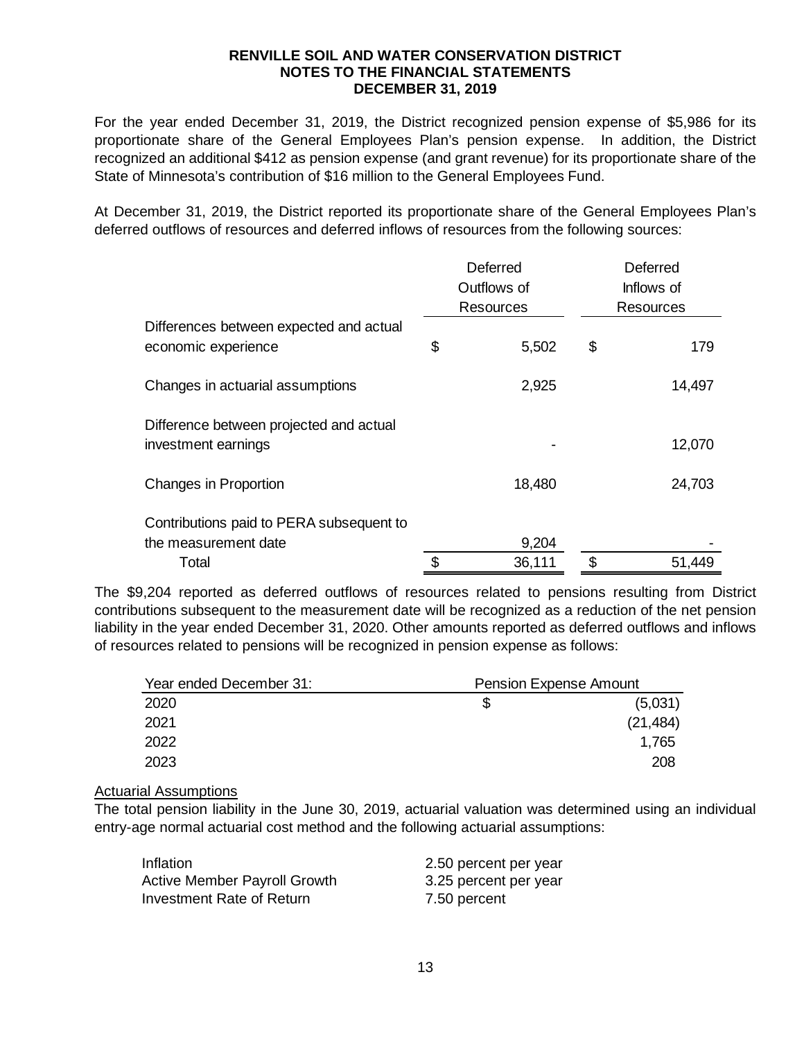**RENVILLE SOIL AND WATER CONSERVATION DISTRICT**
**NOTES TO THE FINANCIAL STATEMENTS**
**DECEMBER 31, 2019**

For the year ended December 31, 2019, the District recognized pension expense of $5,986 for its proportionate share of the General Employees Plan's pension expense. In addition, the District recognized an additional $412 as pension expense (and grant revenue) for its proportionate share of the State of Minnesota's contribution of $16 million to the General Employees Fund.

At December 31, 2019, the District reported its proportionate share of the General Employees Plan's deferred outflows of resources and deferred inflows of resources from the following sources:

| | Deferred Outflows of Resources | Deferred Inflows of Resources |
|---|---|---|
| Differences between expected and actual economic experience | $ 5,502 | $ 179 |
| Changes in actuarial assumptions | 2,925 | 14,497 |
| Difference between projected and actual investment earnings | - | 12,070 |
| Changes in Proportion | 18,480 | 24,703 |
| Contributions paid to PERA subsequent to the measurement date | 9,204 | - |
| Total | $ 36,111 | $ 51,449 |

The $9,204 reported as deferred outflows of resources related to pensions resulting from District contributions subsequent to the measurement date will be recognized as a reduction of the net pension liability in the year ended December 31, 2020. Other amounts reported as deferred outflows and inflows of resources related to pensions will be recognized in pension expense as follows:

| Year ended December 31: | Pension Expense Amount |
|---|---|
| 2020 | $ (5,031) |
| 2021 | (21,484) |
| 2022 | 1,765 |
| 2023 | 208 |

Actuarial Assumptions

The total pension liability in the June 30, 2019, actuarial valuation was determined using an individual entry-age normal actuarial cost method and the following actuarial assumptions:

| | |
|---|---|
| Inflation | 2.50 percent per year |
| Active Member Payroll Growth | 3.25 percent per year |
| Investment Rate of Return | 7.50 percent |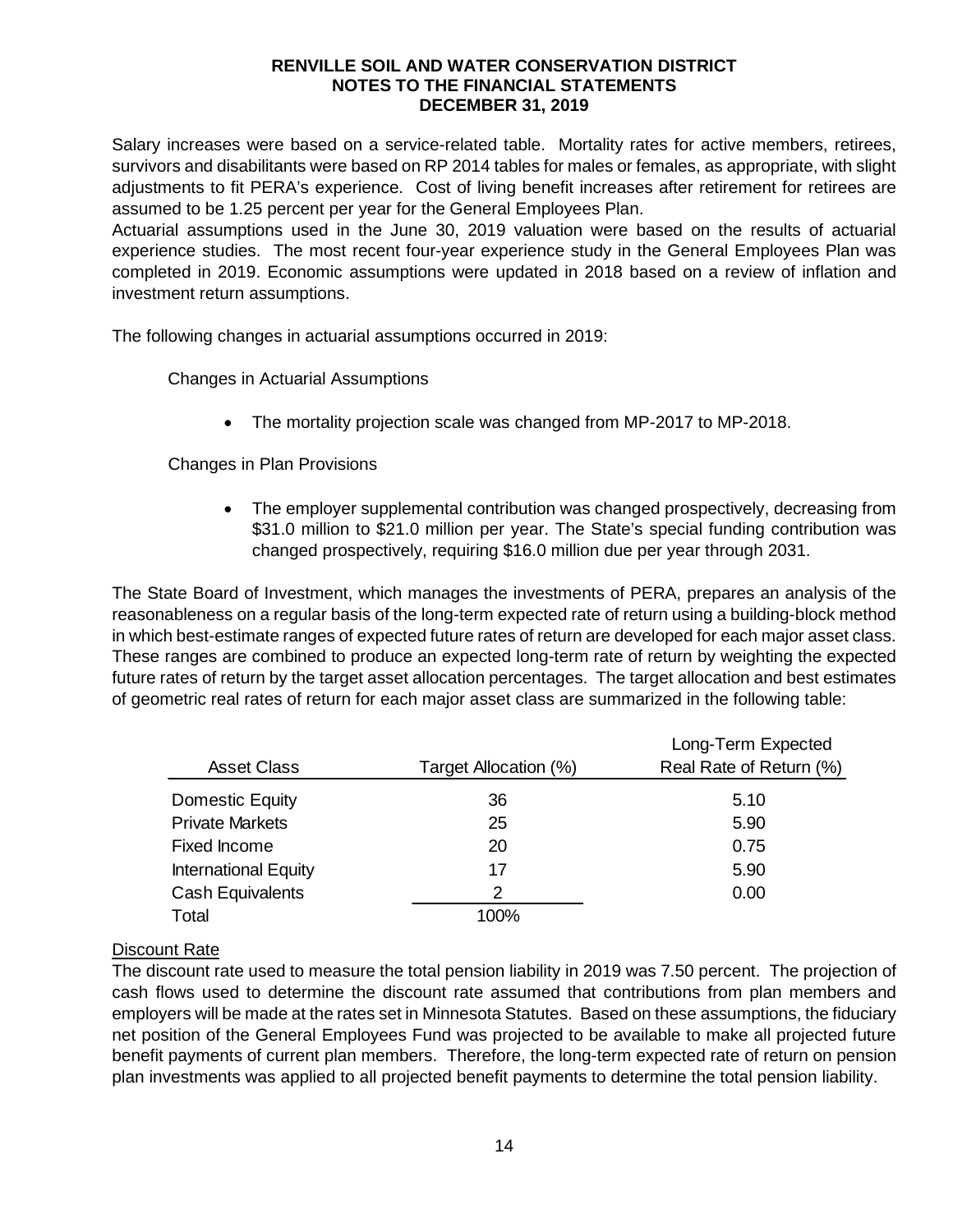Salary increases were based on a service-related table. Mortality rates for active members, retirees, survivors and disabilitants were based on RP 2014 tables for males or females, as appropriate, with slight adjustments to fit PERA's experience. Cost of living benefit increases after retirement for retirees are assumed to be 1.25 percent per year for the General Employees Plan.

Actuarial assumptions used in the June 30, 2019 valuation were based on the results of actuarial experience studies. The most recent four-year experience study in the General Employees Plan was completed in 2019. Economic assumptions were updated in 2018 based on a review of inflation and investment return assumptions.

The following changes in actuarial assumptions occurred in 2019:

Changes in Actuarial Assumptions

- The mortality projection scale was changed from MP-2017 to MP-2018.

Changes in Plan Provisions

- The employer supplemental contribution was changed prospectively, decreasing from $31.0 million to $21.0 million per year. The State's special funding contribution was changed prospectively, requiring $16.0 million due per year through 2031.

The State Board of Investment, which manages the investments of PERA, prepares an analysis of the reasonableness on a regular basis of the long-term expected rate of return using a building-block method in which best-estimate ranges of expected future rates of return are developed for each major asset class. These ranges are combined to produce an expected long-term rate of return by weighting the expected future rates of return by the target asset allocation percentages. The target allocation and best estimates of geometric real rates of return for each major asset class are summarized in the following table:

| Asset Class | Target Allocation (%) | Long-Term Expected Real Rate of Return (%) |
|---|---|---|
| Domestic Equity | 36 | 5.10 |
| Private Markets | 25 | 5.90 |
| Fixed Income | 20 | 0.75 |
| International Equity | 17 | 5.90 |
| Cash Equivalents | 2 | 0.00 |
| Total | 100% | |

Discount Rate

The discount rate used to measure the total pension liability in 2019 was 7.50 percent. The projection of cash flows used to determine the discount rate assumed that contributions from plan members and employers will be made at the rates set in Minnesota Statutes. Based on these assumptions, the fiduciary net position of the General Employees Fund was projected to be available to make all projected future benefit payments of current plan members. Therefore, the long-term expected rate of return on pension plan investments was applied to all projected benefit payments to determine the total pension liability.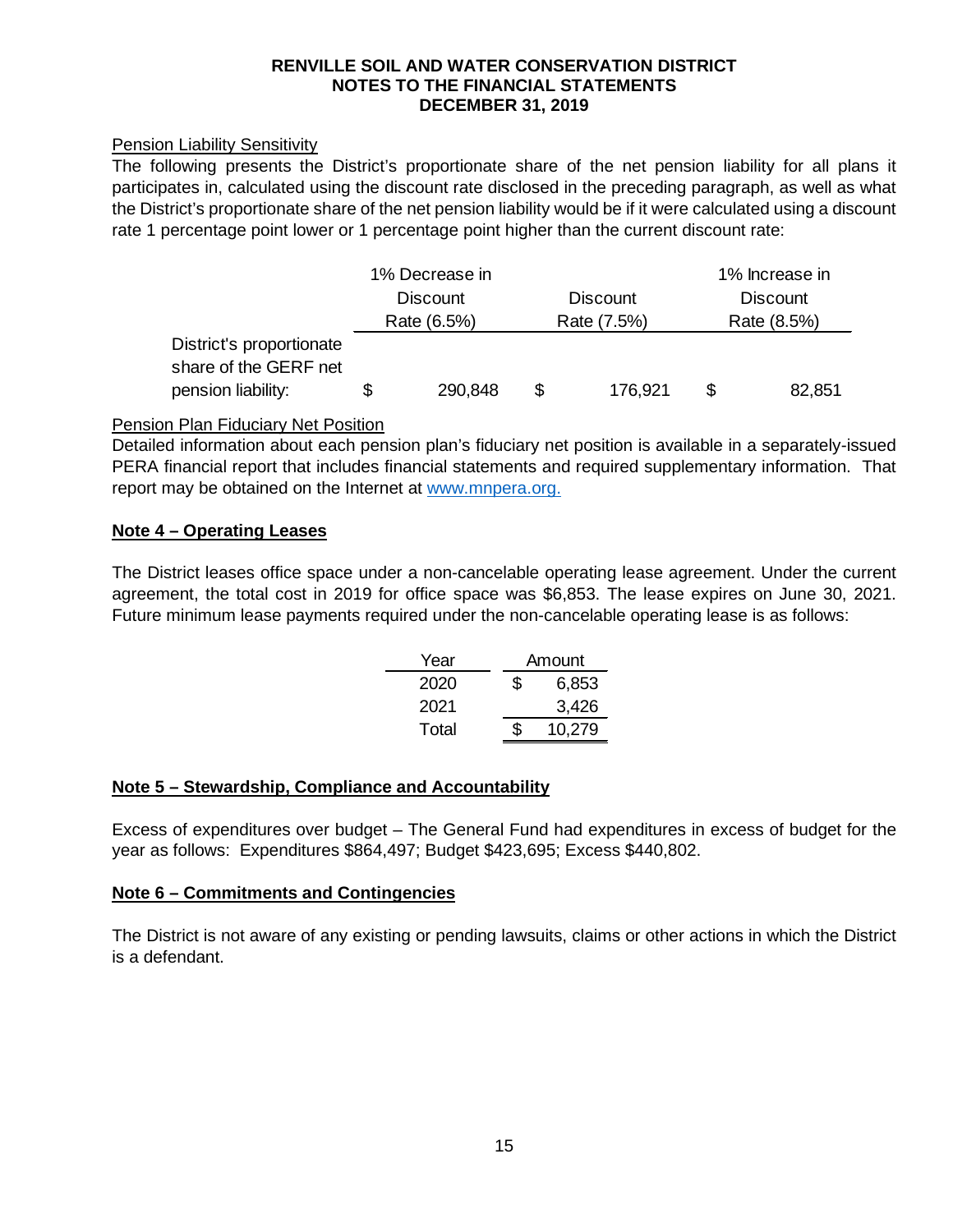#### Pension Liability Sensitivity

The following presents the District's proportionate share of the net pension liability for all plans it participates in, calculated using the discount rate disclosed in the preceding paragraph, as well as what the District's proportionate share of the net pension liability would be if it were calculated using a discount rate 1 percentage point lower or 1 percentage point higher than the current discount rate:

| | 1% Decrease in Discount Rate (6.5%) | Discount Rate (7.5%) | 1% Increase in Discount Rate (8.5%) |
|---|---|---|---|
| District's proportionate share of the GERF net pension liability: | $ 290,848 | $ 176,921 | $ 82,851 |

#### Pension Plan Fiduciary Net Position

Detailed information about each pension plan's fiduciary net position is available in a separately-issued PERA financial report that includes financial statements and required supplementary information. That report may be obtained on the Internet at www.mnpera.org.

## Note 4 – Operating Leases

The District leases office space under a non-cancelable operating lease agreement. Under the current agreement, the total cost in 2019 for office space was $6,853. The lease expires on June 30, 2021. Future minimum lease payments required under the non-cancelable operating lease is as follows:

| Year | Amount |
|---|---|
| 2020 | $ 6,853 |
| 2021 | 3,426 |
| Total | $ 10,279 |

## Note 5 – Stewardship, Compliance and Accountability

Excess of expenditures over budget – The General Fund had expenditures in excess of budget for the year as follows: Expenditures $864,497; Budget $423,695; Excess $440,802.

## Note 6 – Commitments and Contingencies

The District is not aware of any existing or pending lawsuits, claims or other actions in which the District is a defendant.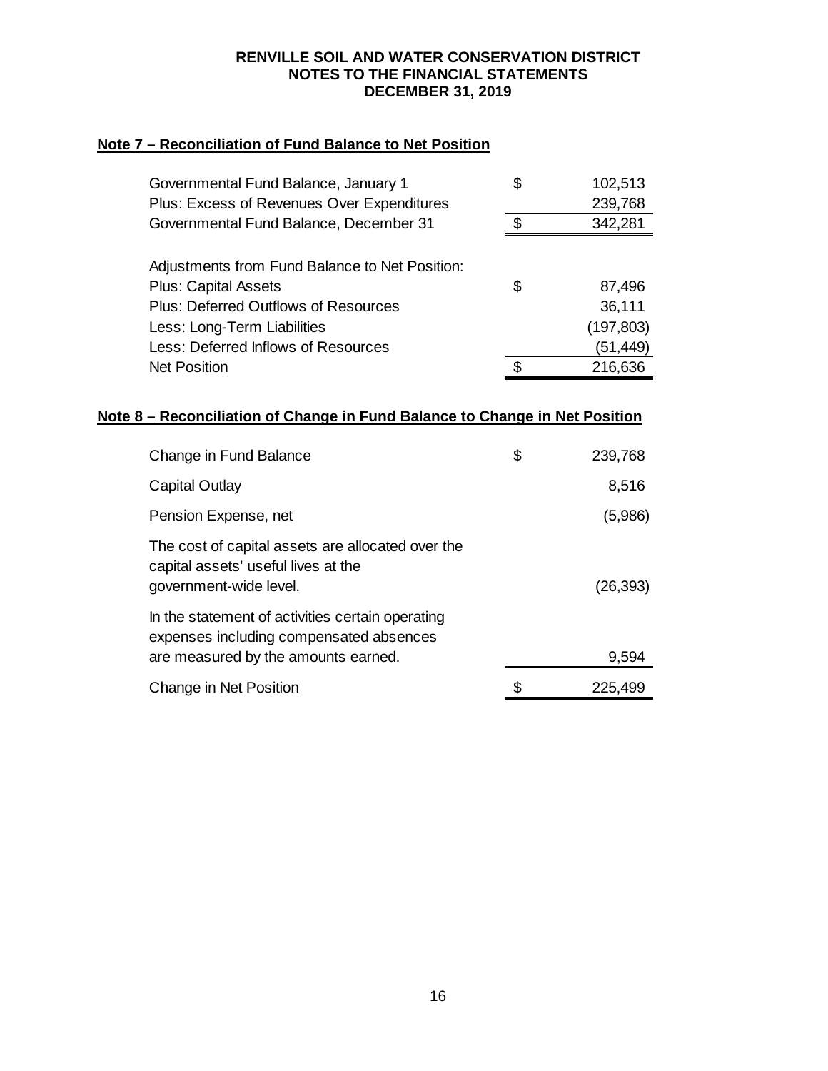**RENVILLE SOIL AND WATER CONSERVATION DISTRICT**
**NOTES TO THE FINANCIAL STATEMENTS**
**DECEMBER 31, 2019**

## Note 7 – Reconciliation of Fund Balance to Net Position

| | | |
|---|---|---|
| Governmental Fund Balance, January 1 | $ | 102,513 |
| Plus: Excess of Revenues Over Expenditures | | 239,768 |
| Governmental Fund Balance, December 31 | $ | 342,281 |
| | | |
| Adjustments from Fund Balance to Net Position: | | |
| Plus: Capital Assets | $ | 87,496 |
| Plus: Deferred Outflows of Resources | | 36,111 |
| Less: Long-Term Liabilities | | (197,803) |
| Less: Deferred Inflows of Resources | | (51,449) |
| Net Position | $ | 216,636 |

## Note 8 – Reconciliation of Change in Fund Balance to Change in Net Position

| | | |
|---|---|---|
| Change in Fund Balance | $ | 239,768 |
| Capital Outlay | | 8,516 |
| Pension Expense, net | | (5,986) |
| The cost of capital assets are allocated over the capital assets' useful lives at the government-wide level. | | (26,393) |
| In the statement of activities certain operating expenses including compensated absences are measured by the amounts earned. | | 9,594 |
| Change in Net Position | $ | 225,499 |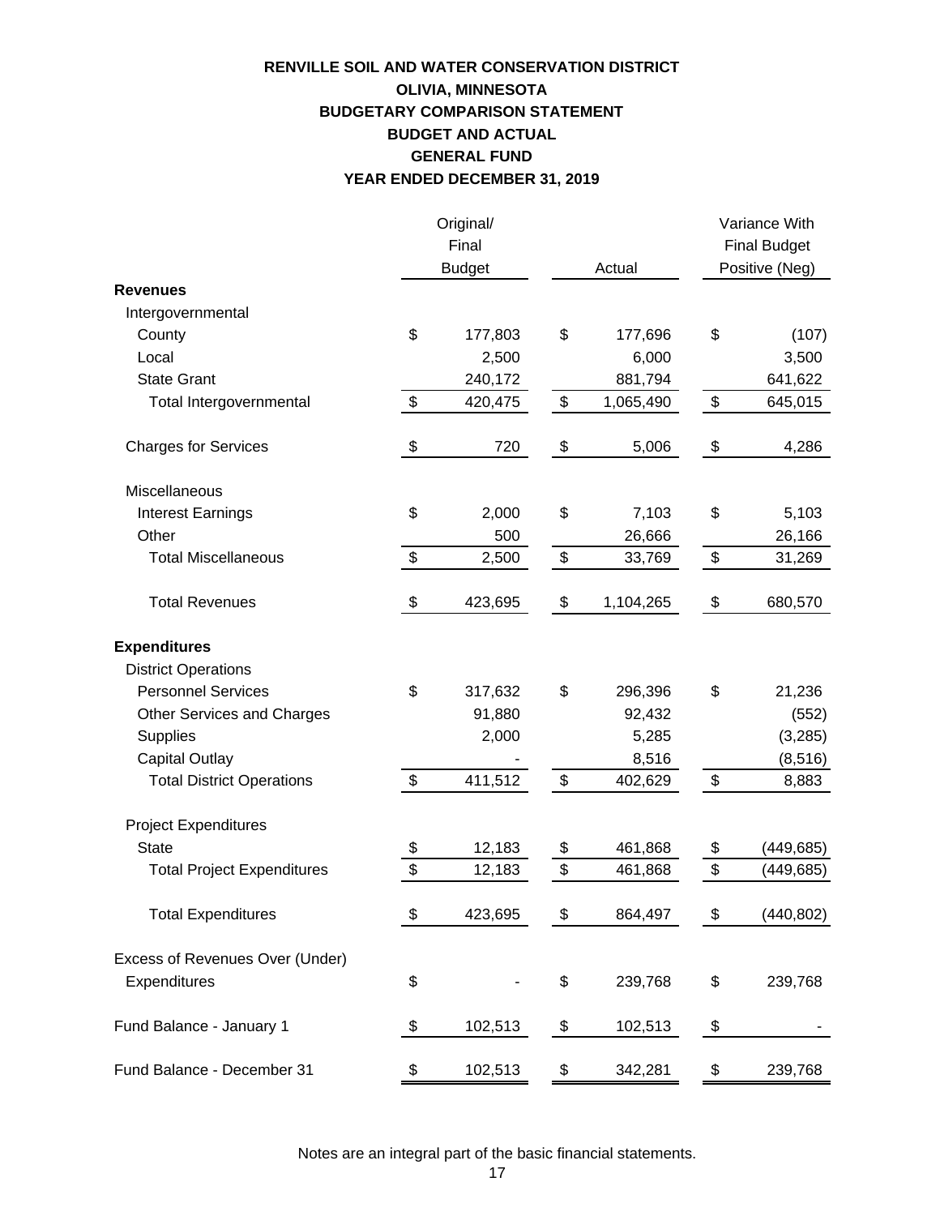# RENVILLE SOIL AND WATER CONSERVATION DISTRICT
## OLIVIA, MINNESOTA
## BUDGETARY COMPARISON STATEMENT
## BUDGET AND ACTUAL
## GENERAL FUND
## YEAR ENDED DECEMBER 31, 2019

| | Original/ Final Budget | Actual | Variance With Final Budget Positive (Neg) |
|---|---|---|---|
| **Revenues** | | | |
| Intergovernmental | | | |
| County | $ 177,803 | $ 177,696 | $ (107) |
| Local | 2,500 | 6,000 | 3,500 |
| State Grant | 240,172 | 881,794 | 641,622 |
| Total Intergovernmental | $ 420,475 | $ 1,065,490 | $ 645,015 |
| Charges for Services | $ 720 | $ 5,006 | $ 4,286 |
| Miscellaneous | | | |
| Interest Earnings | $ 2,000 | $ 7,103 | $ 5,103 |
| Other | 500 | 26,666 | 26,166 |
| Total Miscellaneous | $ 2,500 | $ 33,769 | $ 31,269 |
| Total Revenues | $ 423,695 | $ 1,104,265 | $ 680,570 |
| **Expenditures** | | | |
| District Operations | | | |
| Personnel Services | $ 317,632 | $ 296,396 | $ 21,236 |
| Other Services and Charges | 91,880 | 92,432 | (552) |
| Supplies | 2,000 | 5,285 | (3,285) |
| Capital Outlay | - | 8,516 | (8,516) |
| Total District Operations | $ 411,512 | $ 402,629 | $ 8,883 |
| Project Expenditures | | | |
| State | $ 12,183 | $ 461,868 | $ (449,685) |
| Total Project Expenditures | $ 12,183 | $ 461,868 | $ (449,685) |
| Total Expenditures | $ 423,695 | $ 864,497 | $ (440,802) |
| Excess of Revenues Over (Under) Expenditures | $ - | $ 239,768 | $ 239,768 |
| Fund Balance - January 1 | $ 102,513 | $ 102,513 | $ - |
| Fund Balance - December 31 | $ 102,513 | $ 342,281 | $ 239,768 |

Notes are an integral part of the basic financial statements.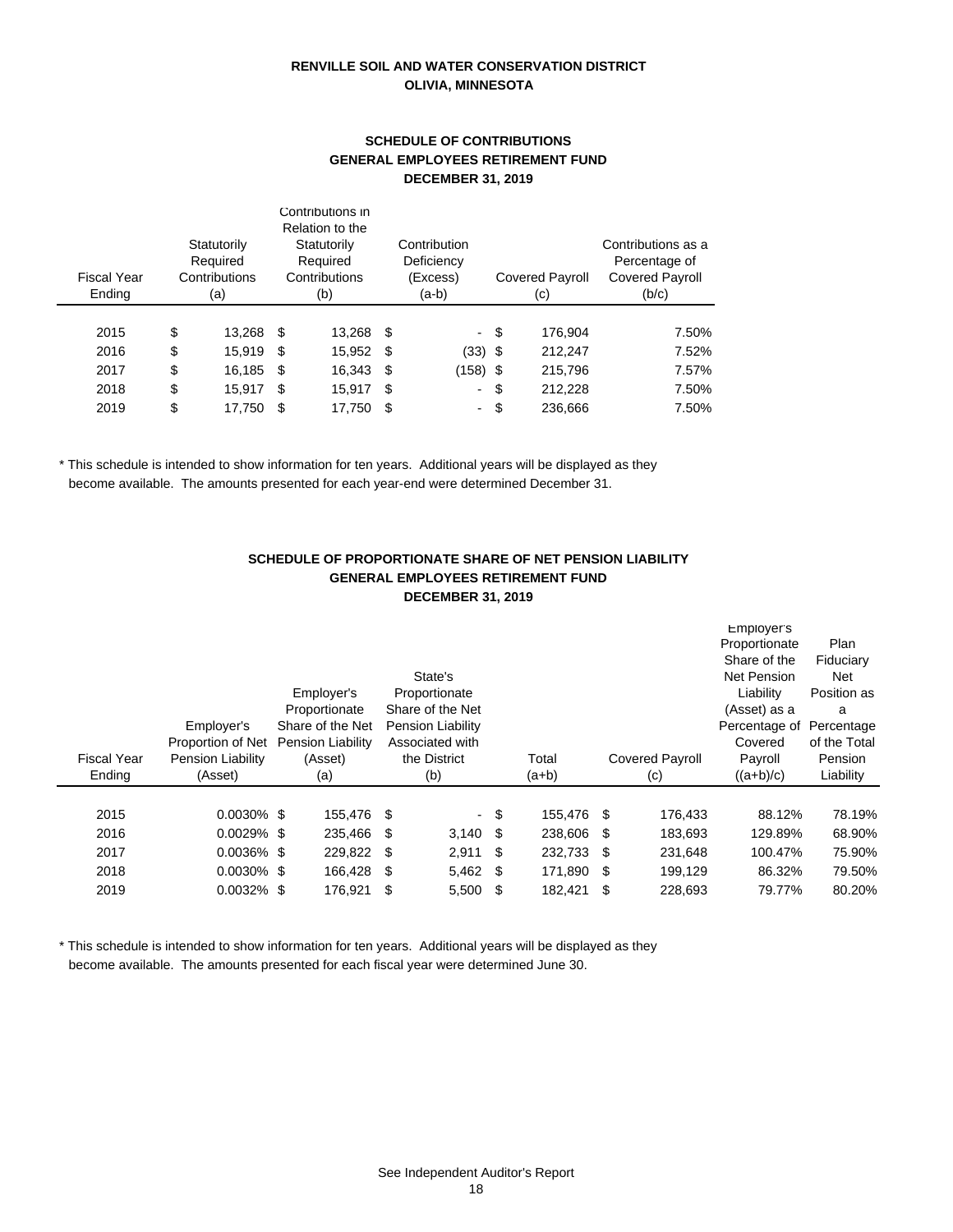**RENVILLE SOIL AND WATER CONSERVATION DISTRICT**
**OLIVIA, MINNESOTA**

## SCHEDULE OF CONTRIBUTIONS
## GENERAL EMPLOYEES RETIREMENT FUND
## DECEMBER 31, 2019

| Fiscal Year Ending | Statutorily Required Contributions (a) | Contributions in Relation to the Statutorily Required Contributions (b) | Contribution Deficiency (Excess) (a-b) | Covered Payroll (c) | Contributions as a Percentage of Covered Payroll (b/c) |
|---|---|---|---|---|---|
| 2015 | $ 13,268 | $ 13,268 | $ - | $ 176,904 | 7.50% |
| 2016 | $ 15,919 | $ 15,952 | $ (33) | $ 212,247 | 7.52% |
| 2017 | $ 16,185 | $ 16,343 | $ (158) | $ 215,796 | 7.57% |
| 2018 | $ 15,917 | $ 15,917 | $ - | $ 212,228 | 7.50% |
| 2019 | $ 17,750 | $ 17,750 | $ - | $ 236,666 | 7.50% |

* This schedule is intended to show information for ten years. Additional years will be displayed as they become available. The amounts presented for each year-end were determined December 31.

## SCHEDULE OF PROPORTIONATE SHARE OF NET PENSION LIABILITY
## GENERAL EMPLOYEES RETIREMENT FUND
## DECEMBER 31, 2019

| Fiscal Year Ending | Employer's Proportion of Net Pension Liability (Asset) | Employer's Proportionate Share of the Net Pension Liability (Asset) (a) | State's Proportionate Share of the Net Pension Liability Associated with the District (b) | Total (a+b) | Covered Payroll (c) | Employer's Proportionate Share of the Net Pension Liability (Asset) as a Percentage of Covered Payroll ((a+b)/c) | Plan Fiduciary Net Position as a Percentage of the Total Pension Liability |
|---|---|---|---|---|---|---|---|
| 2015 | 0.0030% | $ 155,476 | $ - | $ 155,476 | $ 176,433 | 88.12% | 78.19% |
| 2016 | 0.0029% | $ 235,466 | $ 3,140 | $ 238,606 | $ 183,693 | 129.89% | 68.90% |
| 2017 | 0.0036% | $ 229,822 | $ 2,911 | $ 232,733 | $ 231,648 | 100.47% | 75.90% |
| 2018 | 0.0030% | $ 166,428 | $ 5,462 | $ 171,890 | $ 199,129 | 86.32% | 79.50% |
| 2019 | 0.0032% | $ 176,921 | $ 5,500 | $ 182,421 | $ 228,693 | 79.77% | 80.20% |

* This schedule is intended to show information for ten years. Additional years will be displayed as they become available. The amounts presented for each fiscal year were determined June 30.

See Independent Auditor's Report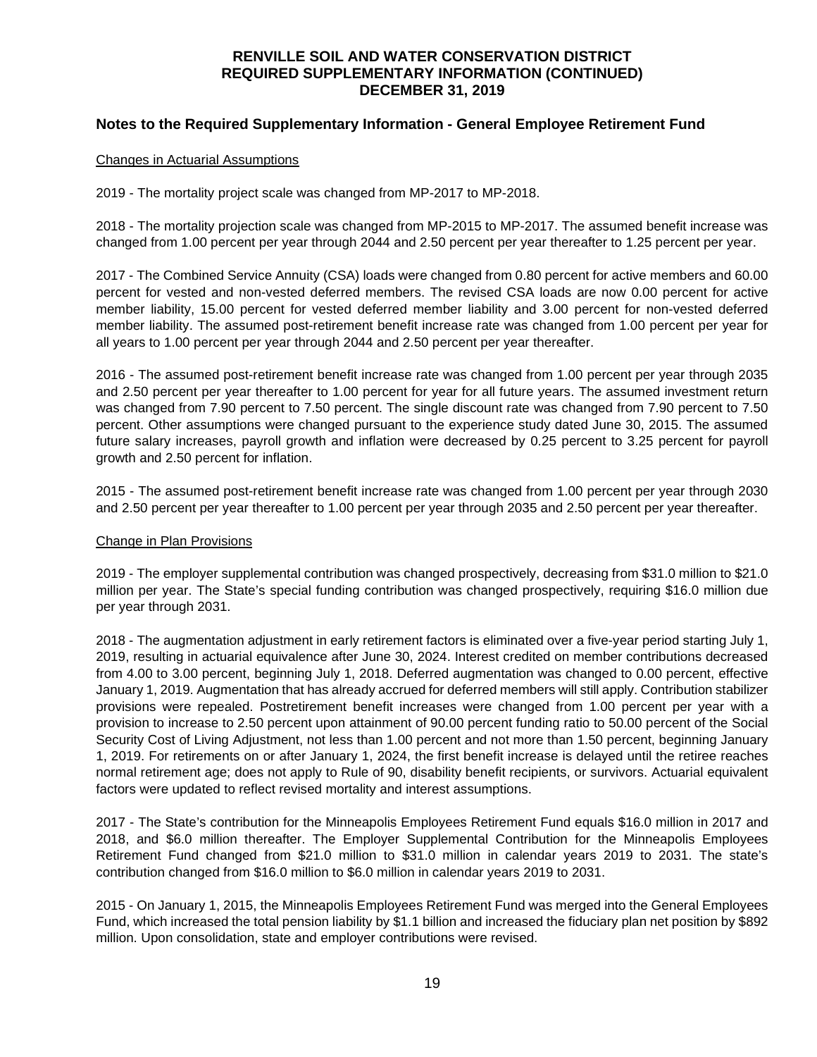# RENVILLE SOIL AND WATER CONSERVATION DISTRICT
# REQUIRED SUPPLEMENTARY INFORMATION (CONTINUED)
# DECEMBER 31, 2019

## Notes to the Required Supplementary Information - General Employee Retirement Fund

Changes in Actuarial Assumptions

2019 - The mortality project scale was changed from MP-2017 to MP-2018.

2018 - The mortality projection scale was changed from MP-2015 to MP-2017. The assumed benefit increase was changed from 1.00 percent per year through 2044 and 2.50 percent per year thereafter to 1.25 percent per year.

2017 - The Combined Service Annuity (CSA) loads were changed from 0.80 percent for active members and 60.00 percent for vested and non-vested deferred members. The revised CSA loads are now 0.00 percent for active member liability, 15.00 percent for vested deferred member liability and 3.00 percent for non-vested deferred member liability. The assumed post-retirement benefit increase rate was changed from 1.00 percent per year for all years to 1.00 percent per year through 2044 and 2.50 percent per year thereafter.

2016 - The assumed post-retirement benefit increase rate was changed from 1.00 percent per year through 2035 and 2.50 percent per year thereafter to 1.00 percent for year for all future years. The assumed investment return was changed from 7.90 percent to 7.50 percent. The single discount rate was changed from 7.90 percent to 7.50 percent. Other assumptions were changed pursuant to the experience study dated June 30, 2015. The assumed future salary increases, payroll growth and inflation were decreased by 0.25 percent to 3.25 percent for payroll growth and 2.50 percent for inflation.

2015 - The assumed post-retirement benefit increase rate was changed from 1.00 percent per year through 2030 and 2.50 percent per year thereafter to 1.00 percent per year through 2035 and 2.50 percent per year thereafter.

Change in Plan Provisions

2019 - The employer supplemental contribution was changed prospectively, decreasing from $31.0 million to $21.0 million per year. The State's special funding contribution was changed prospectively, requiring $16.0 million due per year through 2031.

2018 - The augmentation adjustment in early retirement factors is eliminated over a five-year period starting July 1, 2019, resulting in actuarial equivalence after June 30, 2024. Interest credited on member contributions decreased from 4.00 to 3.00 percent, beginning July 1, 2018. Deferred augmentation was changed to 0.00 percent, effective January 1, 2019. Augmentation that has already accrued for deferred members will still apply. Contribution stabilizer provisions were repealed. Postretirement benefit increases were changed from 1.00 percent per year with a provision to increase to 2.50 percent upon attainment of 90.00 percent funding ratio to 50.00 percent of the Social Security Cost of Living Adjustment, not less than 1.00 percent and not more than 1.50 percent, beginning January 1, 2019. For retirements on or after January 1, 2024, the first benefit increase is delayed until the retiree reaches normal retirement age; does not apply to Rule of 90, disability benefit recipients, or survivors. Actuarial equivalent factors were updated to reflect revised mortality and interest assumptions.

2017 - The State's contribution for the Minneapolis Employees Retirement Fund equals $16.0 million in 2017 and 2018, and $6.0 million thereafter. The Employer Supplemental Contribution for the Minneapolis Employees Retirement Fund changed from $21.0 million to $31.0 million in calendar years 2019 to 2031. The state's contribution changed from $16.0 million to $6.0 million in calendar years 2019 to 2031.

2015 - On January 1, 2015, the Minneapolis Employees Retirement Fund was merged into the General Employees Fund, which increased the total pension liability by $1.1 billion and increased the fiduciary plan net position by $892 million. Upon consolidation, state and employer contributions were revised.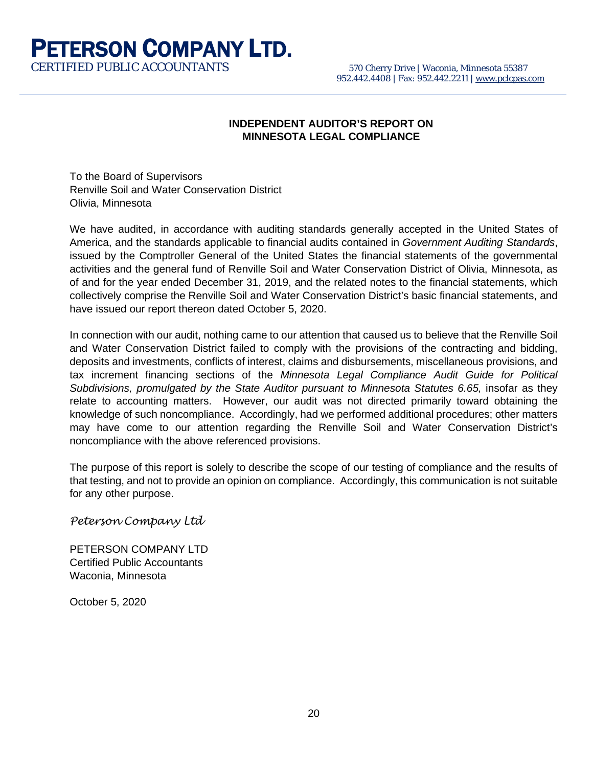# PETERSON COMPANY LTD.

CERTIFIED PUBLIC ACCOUNTANTS

570 Cherry Drive | Waconia, Minnesota 55387
952.442.4408 | Fax: 952.442.2211 | www.pclcpas.com

## INDEPENDENT AUDITOR'S REPORT ON MINNESOTA LEGAL COMPLIANCE

To the Board of Supervisors
Renville Soil and Water Conservation District
Olivia, Minnesota

We have audited, in accordance with auditing standards generally accepted in the United States of America, and the standards applicable to financial audits contained in *Government Auditing Standards*, issued by the Comptroller General of the United States the financial statements of the governmental activities and the general fund of Renville Soil and Water Conservation District of Olivia, Minnesota, as of and for the year ended December 31, 2019, and the related notes to the financial statements, which collectively comprise the Renville Soil and Water Conservation District's basic financial statements, and have issued our report thereon dated October 5, 2020.

In connection with our audit, nothing came to our attention that caused us to believe that the Renville Soil and Water Conservation District failed to comply with the provisions of the contracting and bidding, deposits and investments, conflicts of interest, claims and disbursements, miscellaneous provisions, and tax increment financing sections of the *Minnesota Legal Compliance Audit Guide for Political Subdivisions, promulgated by the State Auditor pursuant to Minnesota Statutes 6.65,* insofar as they relate to accounting matters. However, our audit was not directed primarily toward obtaining the knowledge of such noncompliance. Accordingly, had we performed additional procedures; other matters may have come to our attention regarding the Renville Soil and Water Conservation District's noncompliance with the above referenced provisions.

The purpose of this report is solely to describe the scope of our testing of compliance and the results of that testing, and not to provide an opinion on compliance. Accordingly, this communication is not suitable for any other purpose.

*Peterson Company Ltd*

PETERSON COMPANY LTD
Certified Public Accountants
Waconia, Minnesota

October 5, 2020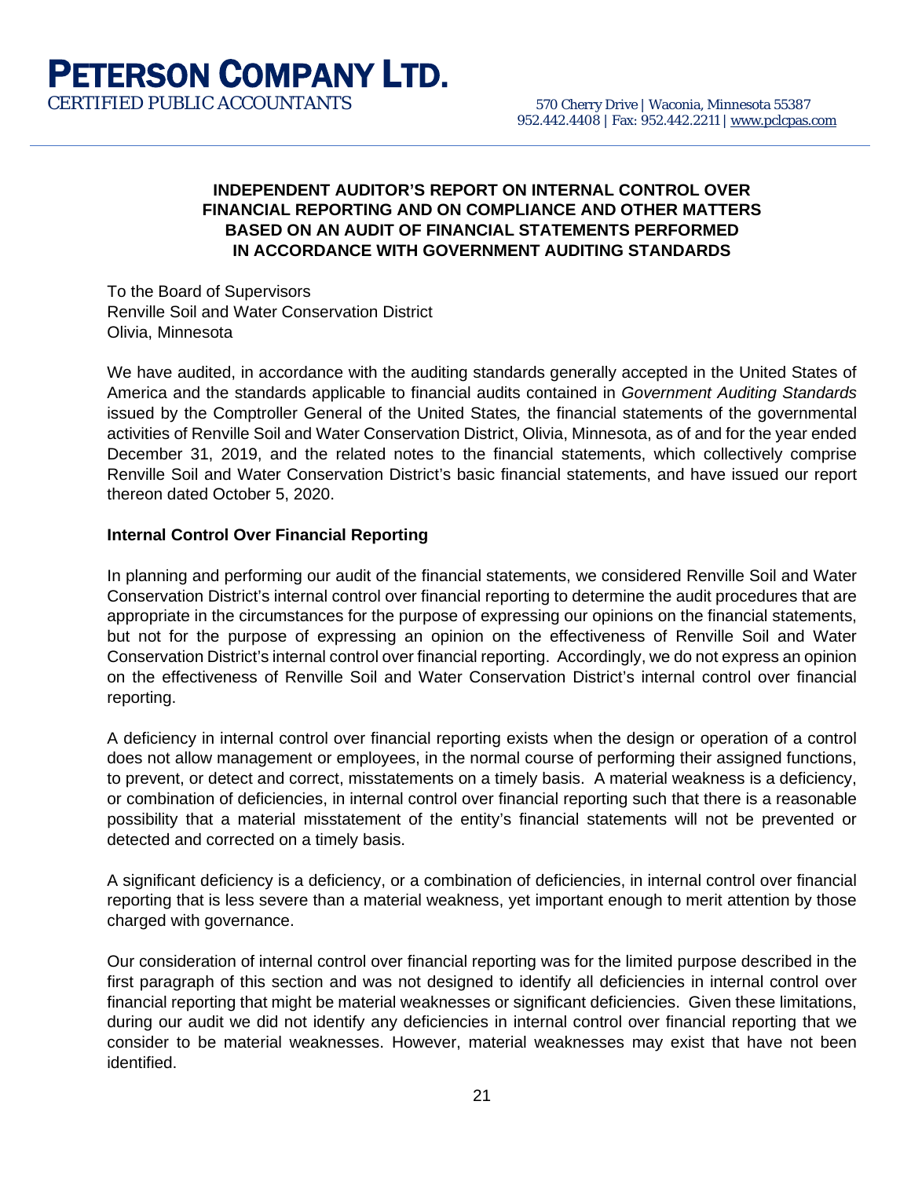# PETERSON COMPANY LTD.

CERTIFIED PUBLIC ACCOUNTANTS

570 Cherry Drive | Waconia, Minnesota 55387
952.442.4408 | Fax: 952.442.2211 | www.pclcpas.com

## INDEPENDENT AUDITOR'S REPORT ON INTERNAL CONTROL OVER FINANCIAL REPORTING AND ON COMPLIANCE AND OTHER MATTERS BASED ON AN AUDIT OF FINANCIAL STATEMENTS PERFORMED IN ACCORDANCE WITH GOVERNMENT AUDITING STANDARDS

To the Board of Supervisors
Renville Soil and Water Conservation District
Olivia, Minnesota

We have audited, in accordance with the auditing standards generally accepted in the United States of America and the standards applicable to financial audits contained in *Government Auditing Standards* issued by the Comptroller General of the United States, the financial statements of the governmental activities of Renville Soil and Water Conservation District, Olivia, Minnesota, as of and for the year ended December 31, 2019, and the related notes to the financial statements, which collectively comprise Renville Soil and Water Conservation District's basic financial statements, and have issued our report thereon dated October 5, 2020.

**Internal Control Over Financial Reporting**

In planning and performing our audit of the financial statements, we considered Renville Soil and Water Conservation District's internal control over financial reporting to determine the audit procedures that are appropriate in the circumstances for the purpose of expressing our opinions on the financial statements, but not for the purpose of expressing an opinion on the effectiveness of Renville Soil and Water Conservation District's internal control over financial reporting. Accordingly, we do not express an opinion on the effectiveness of Renville Soil and Water Conservation District's internal control over financial reporting.

A deficiency in internal control over financial reporting exists when the design or operation of a control does not allow management or employees, in the normal course of performing their assigned functions, to prevent, or detect and correct, misstatements on a timely basis. A material weakness is a deficiency, or combination of deficiencies, in internal control over financial reporting such that there is a reasonable possibility that a material misstatement of the entity's financial statements will not be prevented or detected and corrected on a timely basis.

A significant deficiency is a deficiency, or a combination of deficiencies, in internal control over financial reporting that is less severe than a material weakness, yet important enough to merit attention by those charged with governance.

Our consideration of internal control over financial reporting was for the limited purpose described in the first paragraph of this section and was not designed to identify all deficiencies in internal control over financial reporting that might be material weaknesses or significant deficiencies. Given these limitations, during our audit we did not identify any deficiencies in internal control over financial reporting that we consider to be material weaknesses. However, material weaknesses may exist that have not been identified.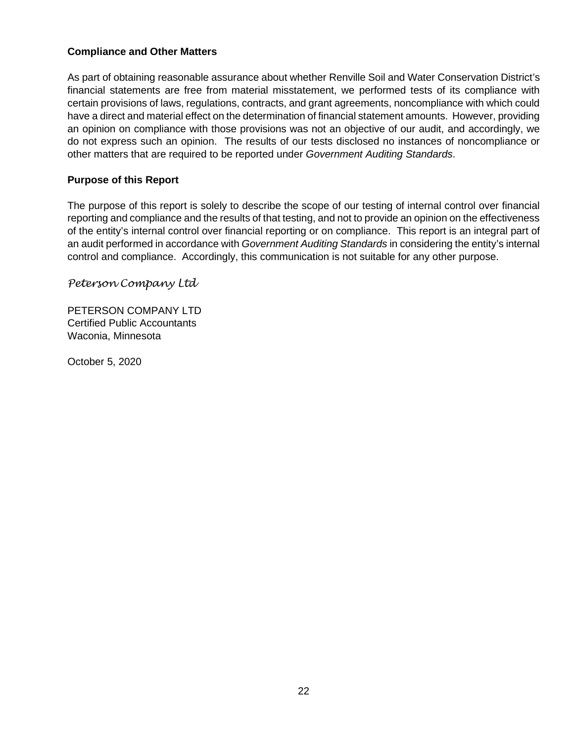### Compliance and Other Matters

As part of obtaining reasonable assurance about whether Renville Soil and Water Conservation District's financial statements are free from material misstatement, we performed tests of its compliance with certain provisions of laws, regulations, contracts, and grant agreements, noncompliance with which could have a direct and material effect on the determination of financial statement amounts. However, providing an opinion on compliance with those provisions was not an objective of our audit, and accordingly, we do not express such an opinion. The results of our tests disclosed no instances of noncompliance or other matters that are required to be reported under *Government Auditing Standards*.

### Purpose of this Report

The purpose of this report is solely to describe the scope of our testing of internal control over financial reporting and compliance and the results of that testing, and not to provide an opinion on the effectiveness of the entity's internal control over financial reporting or on compliance. This report is an integral part of an audit performed in accordance with *Government Auditing Standards* in considering the entity's internal control and compliance. Accordingly, this communication is not suitable for any other purpose.

*Peterson Company Ltd*

PETERSON COMPANY LTD
Certified Public Accountants
Waconia, Minnesota

October 5, 2020